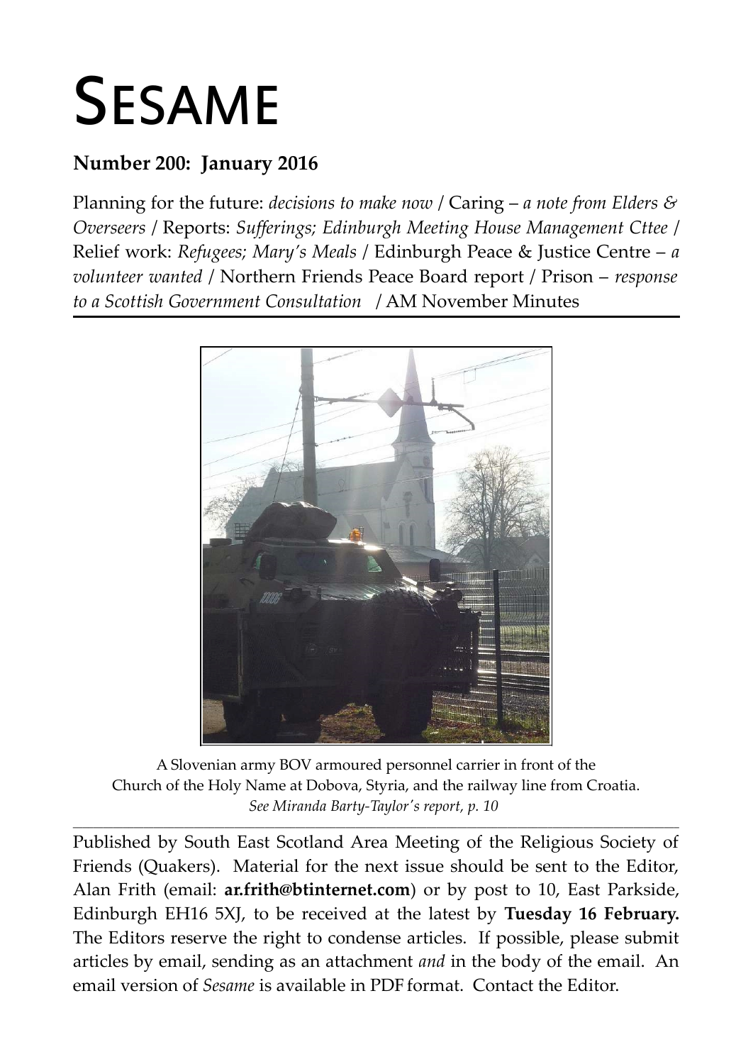# SESAME

**Number 200: January 2016**

Planning for the future: *decisions to make now* / Caring – *a note from Elders & Overseers* / Reports: *Sufferings; Edinburgh Meeting House Management Cttee* / Relief work: *Refugees; Mary's Meals* / Edinburgh Peace & Justice Centre – *a volunteer wanted* / Northern Friends Peace Board report / Prison – *response to a Scottish Government Consultation* / AM November Minutes

A Slovenian army BOV armoured personnel carrier in front of the Church of the Holy Name at Dobova, Styria, and the railway line from Croatia.
*See Miranda Barty-Taylor's report, p. 10*

---

Published by South East Scotland Area Meeting of the Religious Society of Friends (Quakers). Material for the next issue should be sent to the Editor, Alan Frith (email: **ar.frith@btinternet.com**) or by post to 10, East Parkside, Edinburgh EH16 5XJ, to be received at the latest by **Tuesday 16 February.** The Editors reserve the right to condense articles. If possible, please submit articles by email, sending as an attachment *and* in the body of the email. An email version of *Sesame* is available in PDF format. Contact the Editor.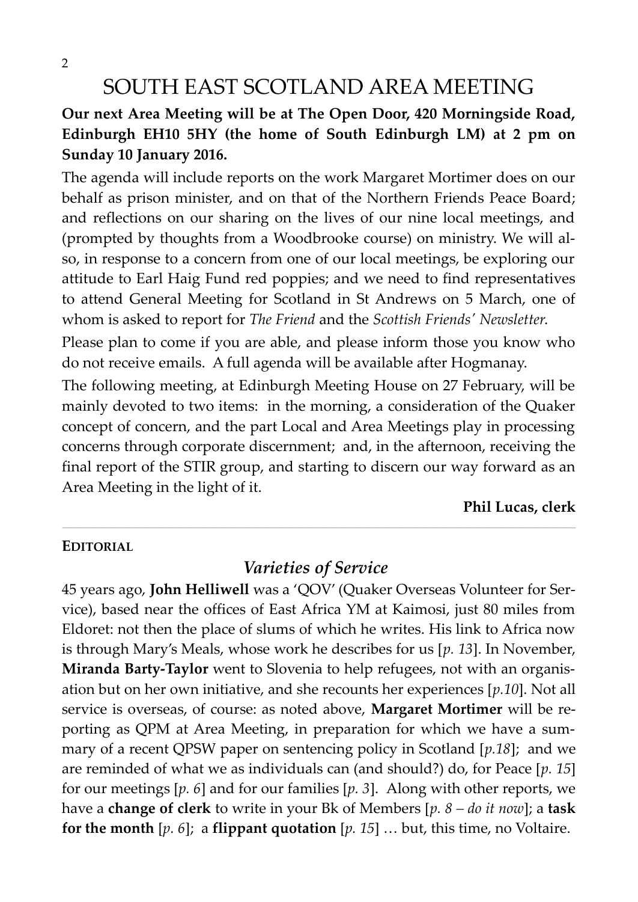# SOUTH EAST SCOTLAND AREA MEETING

**Our next Area Meeting will be at The Open Door, 420 Morningside Road, Edinburgh EH10 5HY (the home of South Edinburgh LM) at 2 pm on Sunday 10 January 2016.**

The agenda will include reports on the work Margaret Mortimer does on our behalf as prison minister, and on that of the Northern Friends Peace Board; and reflections on our sharing on the lives of our nine local meetings, and (prompted by thoughts from a Woodbrooke course) on ministry. We will also, in response to a concern from one of our local meetings, be exploring our attitude to Earl Haig Fund red poppies; and we need to find representatives to attend General Meeting for Scotland in St Andrews on 5 March, one of whom is asked to report for *The Friend* and the *Scottish Friends' Newsletter*.

Please plan to come if you are able, and please inform those you know who do not receive emails. A full agenda will be available after Hogmanay.

The following meeting, at Edinburgh Meeting House on 27 February, will be mainly devoted to two items: in the morning, a consideration of the Quaker concept of concern, and the part Local and Area Meetings play in processing concerns through corporate discernment; and, in the afternoon, receiving the final report of the STIR group, and starting to discern our way forward as an Area Meeting in the light of it.

**Phil Lucas, clerk**

---

**EDITORIAL**

## *Varieties of Service*

45 years ago, **John Helliwell** was a 'QOV' (Quaker Overseas Volunteer for Service), based near the offices of East Africa YM at Kaimosi, just 80 miles from Eldoret: not then the place of slums of which he writes. His link to Africa now is through Mary's Meals, whose work he describes for us [*p. 13*]. In November, **Miranda Barty-Taylor** went to Slovenia to help refugees, not with an organisation but on her own initiative, and she recounts her experiences [*p.10*]. Not all service is overseas, of course: as noted above, **Margaret Mortimer** will be reporting as QPM at Area Meeting, in preparation for which we have a summary of a recent QPSW paper on sentencing policy in Scotland [*p.18*]; and we are reminded of what we as individuals can (and should?) do, for Peace [*p. 15*] for our meetings [*p. 6*] and for our families [*p. 3*]. Along with other reports, we have a **change of clerk** to write in your Bk of Members [*p. 8 – do it now*]; a **task for the month** [*p. 6*]; a **flippant quotation** [*p. 15*] … but, this time, no Voltaire.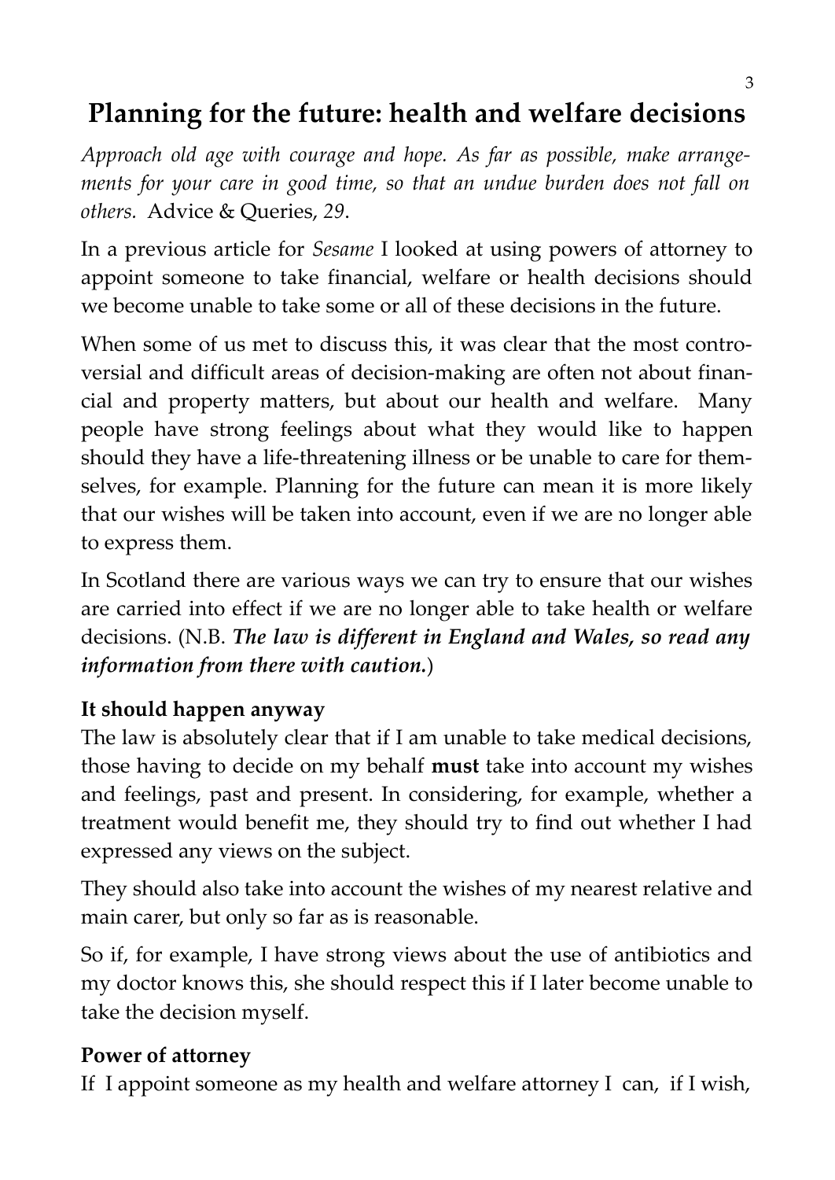# Planning for the future: health and welfare decisions

*Approach old age with courage and hope. As far as possible, make arrangements for your care in good time, so that an undue burden does not fall on others.* Advice & Queries, *29*.

In a previous article for *Sesame* I looked at using powers of attorney to appoint someone to take financial, welfare or health decisions should we become unable to take some or all of these decisions in the future.

When some of us met to discuss this, it was clear that the most controversial and difficult areas of decision-making are often not about financial and property matters, but about our health and welfare. Many people have strong feelings about what they would like to happen should they have a life-threatening illness or be unable to care for themselves, for example. Planning for the future can mean it is more likely that our wishes will be taken into account, even if we are no longer able to express them.

In Scotland there are various ways we can try to ensure that our wishes are carried into effect if we are no longer able to take health or welfare decisions. (N.B. ***The law is different in England and Wales, so read any information from there with caution.***)

**It should happen anyway**

The law is absolutely clear that if I am unable to take medical decisions, those having to decide on my behalf **must** take into account my wishes and feelings, past and present. In considering, for example, whether a treatment would benefit me, they should try to find out whether I had expressed any views on the subject.

They should also take into account the wishes of my nearest relative and main carer, but only so far as is reasonable.

So if, for example, I have strong views about the use of antibiotics and my doctor knows this, she should respect this if I later become unable to take the decision myself.

**Power of attorney**

If I appoint someone as my health and welfare attorney I can, if I wish,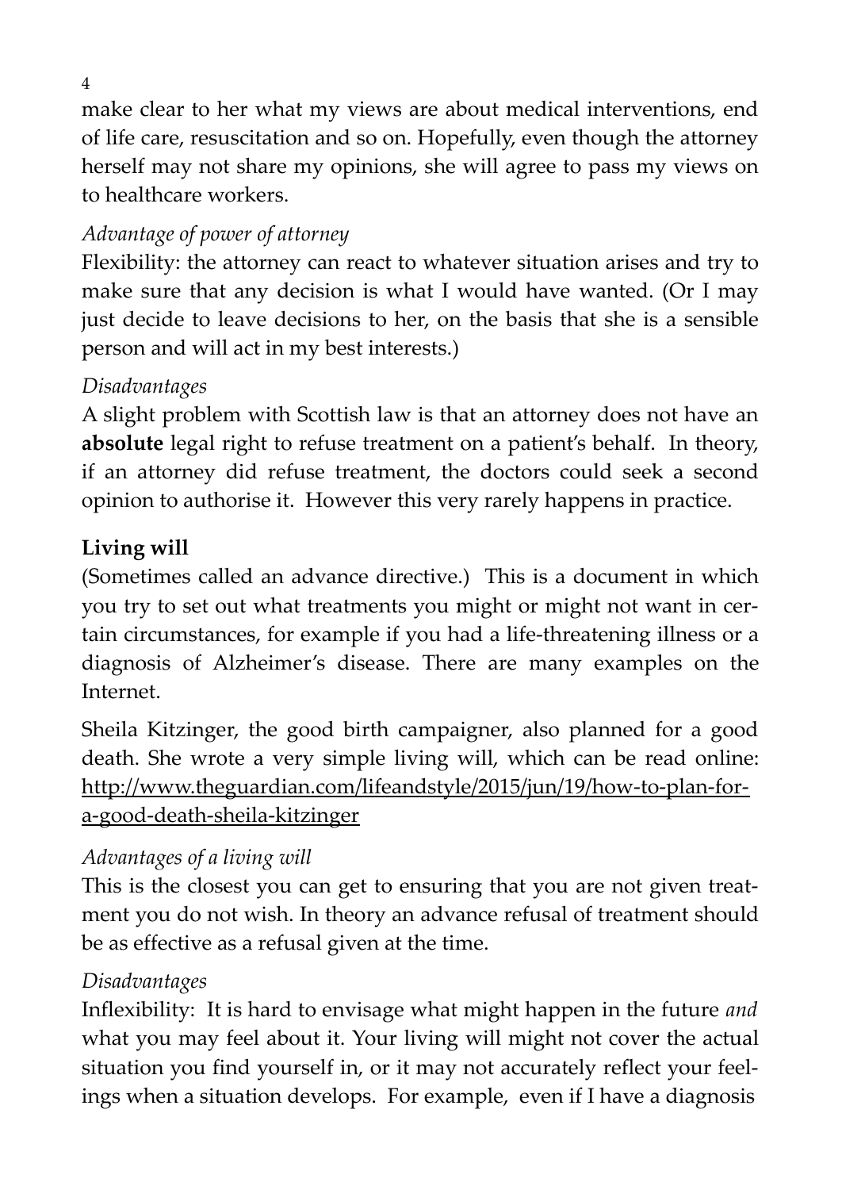make clear to her what my views are about medical interventions, end of life care, resuscitation and so on. Hopefully, even though the attorney herself may not share my opinions, she will agree to pass my views on to healthcare workers.

*Advantage of power of attorney*

Flexibility: the attorney can react to whatever situation arises and try to make sure that any decision is what I would have wanted. (Or I may just decide to leave decisions to her, on the basis that she is a sensible person and will act in my best interests.)

*Disadvantages*

A slight problem with Scottish law is that an attorney does not have an **absolute** legal right to refuse treatment on a patient's behalf. In theory, if an attorney did refuse treatment, the doctors could seek a second opinion to authorise it. However this very rarely happens in practice.

**Living will**

(Sometimes called an advance directive.) This is a document in which you try to set out what treatments you might or might not want in certain circumstances, for example if you had a life-threatening illness or a diagnosis of Alzheimer's disease. There are many examples on the Internet.

Sheila Kitzinger, the good birth campaigner, also planned for a good death. She wrote a very simple living will, which can be read online: http://www.theguardian.com/lifeandstyle/2015/jun/19/how-to-plan-for-a-good-death-sheila-kitzinger

*Advantages of a living will*

This is the closest you can get to ensuring that you are not given treatment you do not wish. In theory an advance refusal of treatment should be as effective as a refusal given at the time.

*Disadvantages*

Inflexibility: It is hard to envisage what might happen in the future *and* what you may feel about it. Your living will might not cover the actual situation you find yourself in, or it may not accurately reflect your feelings when a situation develops. For example, even if I have a diagnosis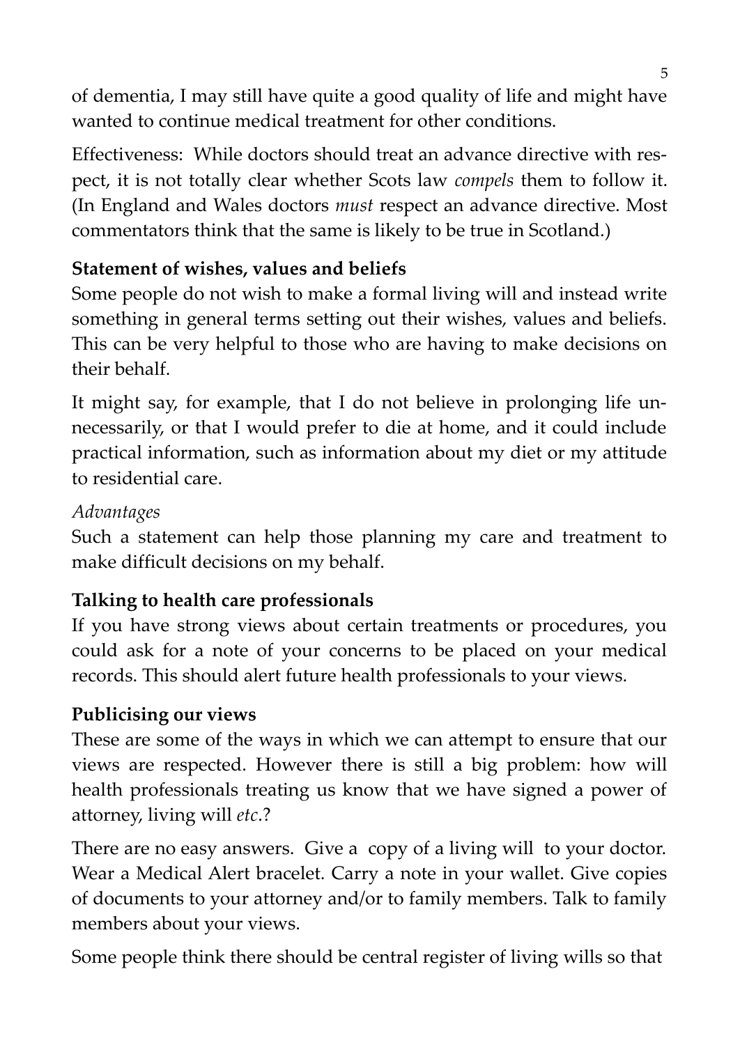of dementia, I may still have quite a good quality of life and might have wanted to continue medical treatment for other conditions.

Effectiveness: While doctors should treat an advance directive with respect, it is not totally clear whether Scots law *compels* them to follow it. (In England and Wales doctors *must* respect an advance directive. Most commentators think that the same is likely to be true in Scotland.)

**Statement of wishes, values and beliefs**

Some people do not wish to make a formal living will and instead write something in general terms setting out their wishes, values and beliefs. This can be very helpful to those who are having to make decisions on their behalf.

It might say, for example, that I do not believe in prolonging life unnecessarily, or that I would prefer to die at home, and it could include practical information, such as information about my diet or my attitude to residential care.

*Advantages*

Such a statement can help those planning my care and treatment to make difficult decisions on my behalf.

**Talking to health care professionals**

If you have strong views about certain treatments or procedures, you could ask for a note of your concerns to be placed on your medical records. This should alert future health professionals to your views.

**Publicising our views**

These are some of the ways in which we can attempt to ensure that our views are respected. However there is still a big problem: how will health professionals treating us know that we have signed a power of attorney, living will *etc*.?

There are no easy answers. Give a copy of a living will to your doctor. Wear a Medical Alert bracelet. Carry a note in your wallet. Give copies of documents to your attorney and/or to family members. Talk to family members about your views.

Some people think there should be central register of living wills so that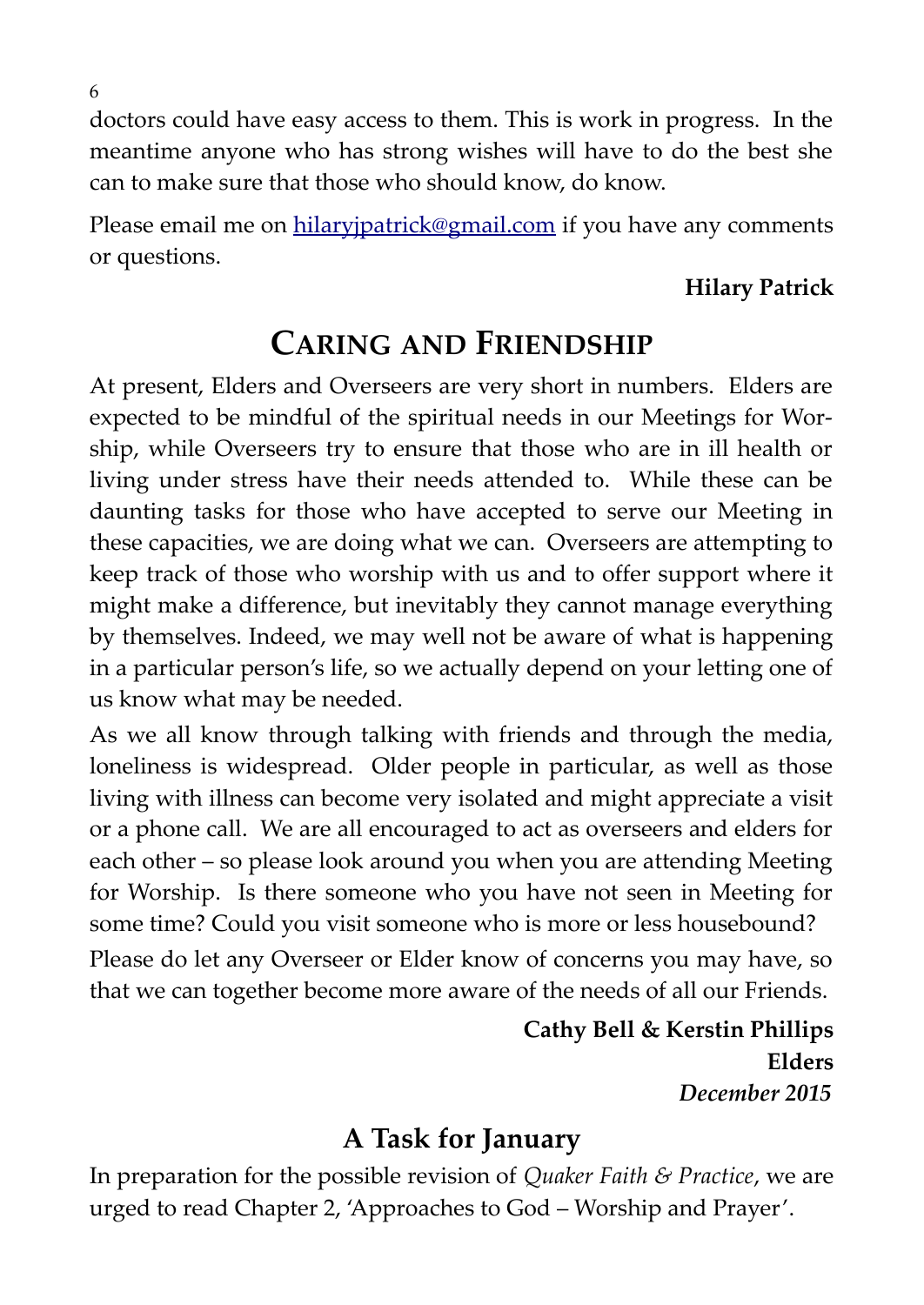doctors could have easy access to them. This is work in progress. In the meantime anyone who has strong wishes will have to do the best she can to make sure that those who should know, do know.

Please email me on hilaryjpatrick@gmail.com if you have any comments or questions.

**Hilary Patrick**

## Caring and Friendship

At present, Elders and Overseers are very short in numbers. Elders are expected to be mindful of the spiritual needs in our Meetings for Worship, while Overseers try to ensure that those who are in ill health or living under stress have their needs attended to. While these can be daunting tasks for those who have accepted to serve our Meeting in these capacities, we are doing what we can. Overseers are attempting to keep track of those who worship with us and to offer support where it might make a difference, but inevitably they cannot manage everything by themselves. Indeed, we may well not be aware of what is happening in a particular person's life, so we actually depend on your letting one of us know what may be needed.

As we all know through talking with friends and through the media, loneliness is widespread. Older people in particular, as well as those living with illness can become very isolated and might appreciate a visit or a phone call. We are all encouraged to act as overseers and elders for each other – so please look around you when you are attending Meeting for Worship. Is there someone who you have not seen in Meeting for some time? Could you visit someone who is more or less housebound?

Please do let any Overseer or Elder know of concerns you may have, so that we can together become more aware of the needs of all our Friends.

**Cathy Bell & Kerstin Phillips**
**Elders**
***December 2015***

### A Task for January

In preparation for the possible revision of *Quaker Faith & Practice*, we are urged to read Chapter 2, 'Approaches to God – Worship and Prayer'.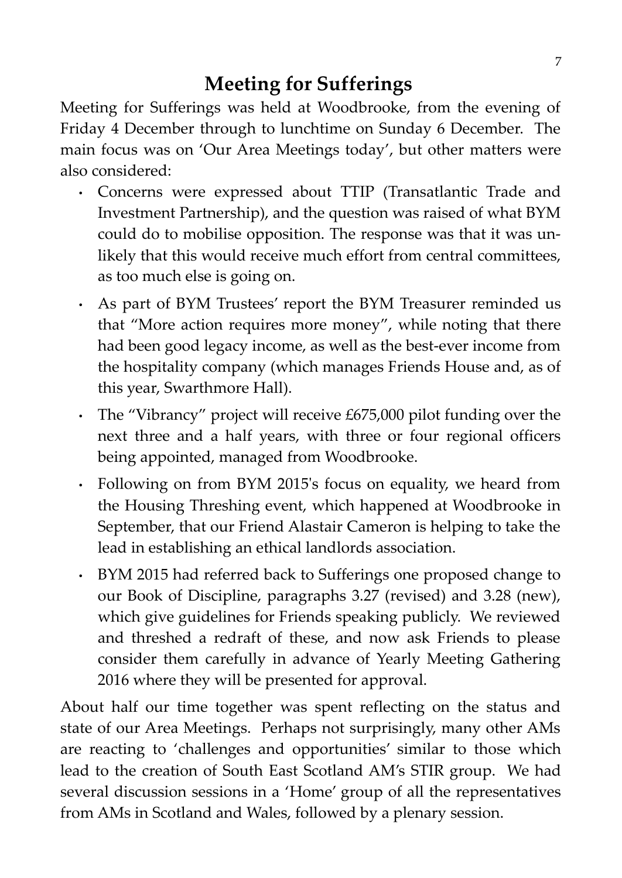# Meeting for Sufferings

Meeting for Sufferings was held at Woodbrooke, from the evening of Friday 4 December through to lunchtime on Sunday 6 December. The main focus was on 'Our Area Meetings today', but other matters were also considered:

- Concerns were expressed about TTIP (Transatlantic Trade and Investment Partnership), and the question was raised of what BYM could do to mobilise opposition. The response was that it was unlikely that this would receive much effort from central committees, as too much else is going on.
- As part of BYM Trustees' report the BYM Treasurer reminded us that "More action requires more money", while noting that there had been good legacy income, as well as the best-ever income from the hospitality company (which manages Friends House and, as of this year, Swarthmore Hall).
- The "Vibrancy" project will receive £675,000 pilot funding over the next three and a half years, with three or four regional officers being appointed, managed from Woodbrooke.
- Following on from BYM 2015's focus on equality, we heard from the Housing Threshing event, which happened at Woodbrooke in September, that our Friend Alastair Cameron is helping to take the lead in establishing an ethical landlords association.
- BYM 2015 had referred back to Sufferings one proposed change to our Book of Discipline, paragraphs 3.27 (revised) and 3.28 (new), which give guidelines for Friends speaking publicly. We reviewed and threshed a redraft of these, and now ask Friends to please consider them carefully in advance of Yearly Meeting Gathering 2016 where they will be presented for approval.

About half our time together was spent reflecting on the status and state of our Area Meetings. Perhaps not surprisingly, many other AMs are reacting to 'challenges and opportunities' similar to those which lead to the creation of South East Scotland AM's STIR group. We had several discussion sessions in a 'Home' group of all the representatives from AMs in Scotland and Wales, followed by a plenary session.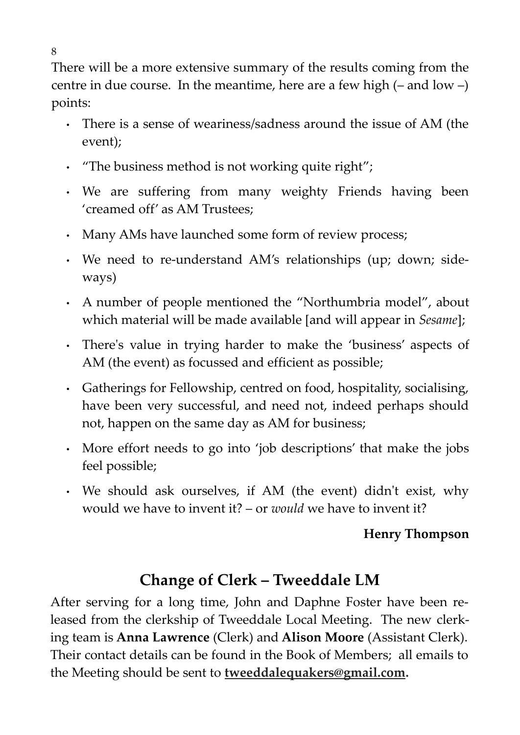There will be a more extensive summary of the results coming from the centre in due course. In the meantime, here are a few high (– and low –) points:

- There is a sense of weariness/sadness around the issue of AM (the event);
- "The business method is not working quite right";
- We are suffering from many weighty Friends having been 'creamed off' as AM Trustees;
- Many AMs have launched some form of review process;
- We need to re-understand AM's relationships (up; down; sideways)
- A number of people mentioned the "Northumbria model", about which material will be made available [and will appear in *Sesame*];
- There's value in trying harder to make the 'business' aspects of AM (the event) as focussed and efficient as possible;
- Gatherings for Fellowship, centred on food, hospitality, socialising, have been very successful, and need not, indeed perhaps should not, happen on the same day as AM for business;
- More effort needs to go into 'job descriptions' that make the jobs feel possible;
- We should ask ourselves, if AM (the event) didn't exist, why would we have to invent it? – or *would* we have to invent it?

**Henry Thompson**

## Change of Clerk – Tweeddale LM

After serving for a long time, John and Daphne Foster have been released from the clerkship of Tweeddale Local Meeting. The new clerking team is **Anna Lawrence** (Clerk) and **Alison Moore** (Assistant Clerk). Their contact details can be found in the Book of Members; all emails to the Meeting should be sent to **tweeddalequakers@gmail.com.**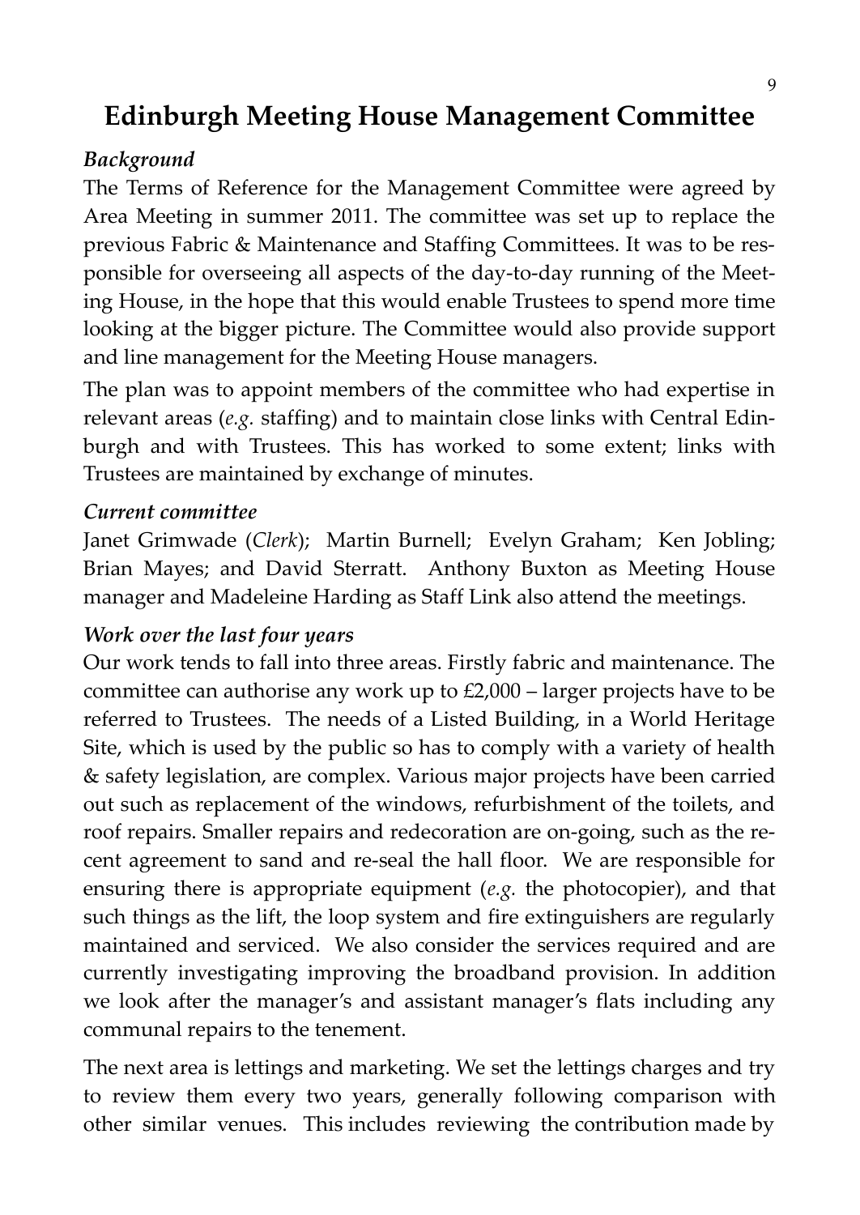# Edinburgh Meeting House Management Committee

### *Background*

The Terms of Reference for the Management Committee were agreed by Area Meeting in summer 2011. The committee was set up to replace the previous Fabric & Maintenance and Staffing Committees. It was to be responsible for overseeing all aspects of the day-to-day running of the Meeting House, in the hope that this would enable Trustees to spend more time looking at the bigger picture. The Committee would also provide support and line management for the Meeting House managers.

The plan was to appoint members of the committee who had expertise in relevant areas (*e.g.* staffing) and to maintain close links with Central Edinburgh and with Trustees. This has worked to some extent; links with Trustees are maintained by exchange of minutes.

### *Current committee*

Janet Grimwade (*Clerk*); Martin Burnell; Evelyn Graham; Ken Jobling; Brian Mayes; and David Sterratt. Anthony Buxton as Meeting House manager and Madeleine Harding as Staff Link also attend the meetings.

### *Work over the last four years*

Our work tends to fall into three areas. Firstly fabric and maintenance. The committee can authorise any work up to £2,000 – larger projects have to be referred to Trustees. The needs of a Listed Building, in a World Heritage Site, which is used by the public so has to comply with a variety of health & safety legislation, are complex. Various major projects have been carried out such as replacement of the windows, refurbishment of the toilets, and roof repairs. Smaller repairs and redecoration are on-going, such as the recent agreement to sand and re-seal the hall floor. We are responsible for ensuring there is appropriate equipment (*e.g.* the photocopier), and that such things as the lift, the loop system and fire extinguishers are regularly maintained and serviced. We also consider the services required and are currently investigating improving the broadband provision. In addition we look after the manager's and assistant manager's flats including any communal repairs to the tenement.

The next area is lettings and marketing. We set the lettings charges and try to review them every two years, generally following comparison with other similar venues. This includes reviewing the contribution made by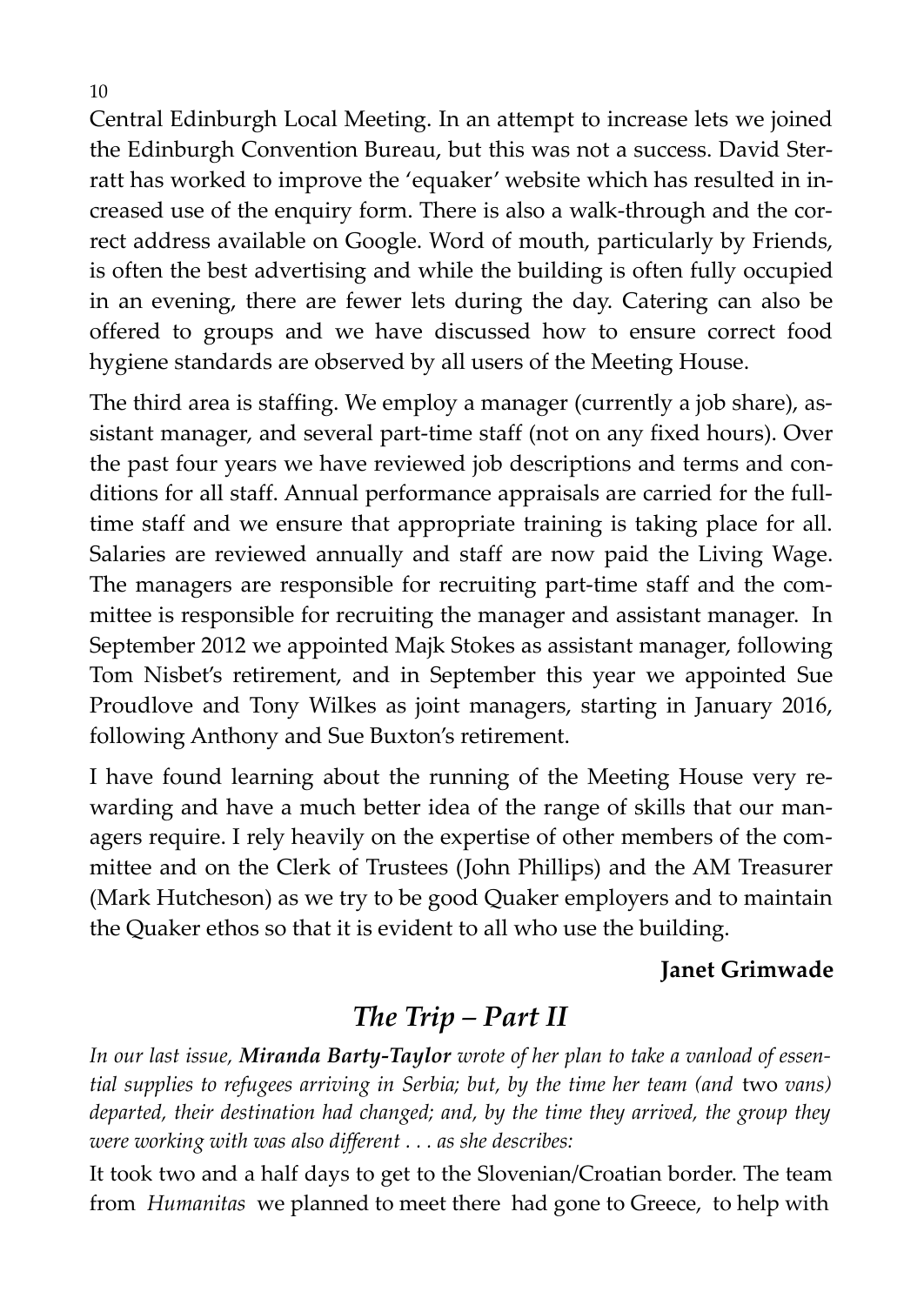Central Edinburgh Local Meeting. In an attempt to increase lets we joined the Edinburgh Convention Bureau, but this was not a success. David Sterratt has worked to improve the 'equaker' website which has resulted in increased use of the enquiry form. There is also a walk-through and the correct address available on Google. Word of mouth, particularly by Friends, is often the best advertising and while the building is often fully occupied in an evening, there are fewer lets during the day. Catering can also be offered to groups and we have discussed how to ensure correct food hygiene standards are observed by all users of the Meeting House.

The third area is staffing. We employ a manager (currently a job share), assistant manager, and several part-time staff (not on any fixed hours). Over the past four years we have reviewed job descriptions and terms and conditions for all staff. Annual performance appraisals are carried for the full-time staff and we ensure that appropriate training is taking place for all. Salaries are reviewed annually and staff are now paid the Living Wage. The managers are responsible for recruiting part-time staff and the committee is responsible for recruiting the manager and assistant manager. In September 2012 we appointed Majk Stokes as assistant manager, following Tom Nisbet's retirement, and in September this year we appointed Sue Proudlove and Tony Wilkes as joint managers, starting in January 2016, following Anthony and Sue Buxton's retirement.

I have found learning about the running of the Meeting House very rewarding and have a much better idea of the range of skills that our managers require. I rely heavily on the expertise of other members of the committee and on the Clerk of Trustees (John Phillips) and the AM Treasurer (Mark Hutcheson) as we try to be good Quaker employers and to maintain the Quaker ethos so that it is evident to all who use the building.

**Janet Grimwade**

## *The Trip – Part II*

*In our last issue, **Miranda Barty-Taylor** wrote of her plan to take a vanload of essential supplies to refugees arriving in Serbia; but, by the time her team (and* two *vans) departed, their destination had changed; and, by the time they arrived, the group they were working with was also different . . . as she describes:*

It took two and a half days to get to the Slovenian/Croatian border. The team from *Humanitas* we planned to meet there had gone to Greece, to help with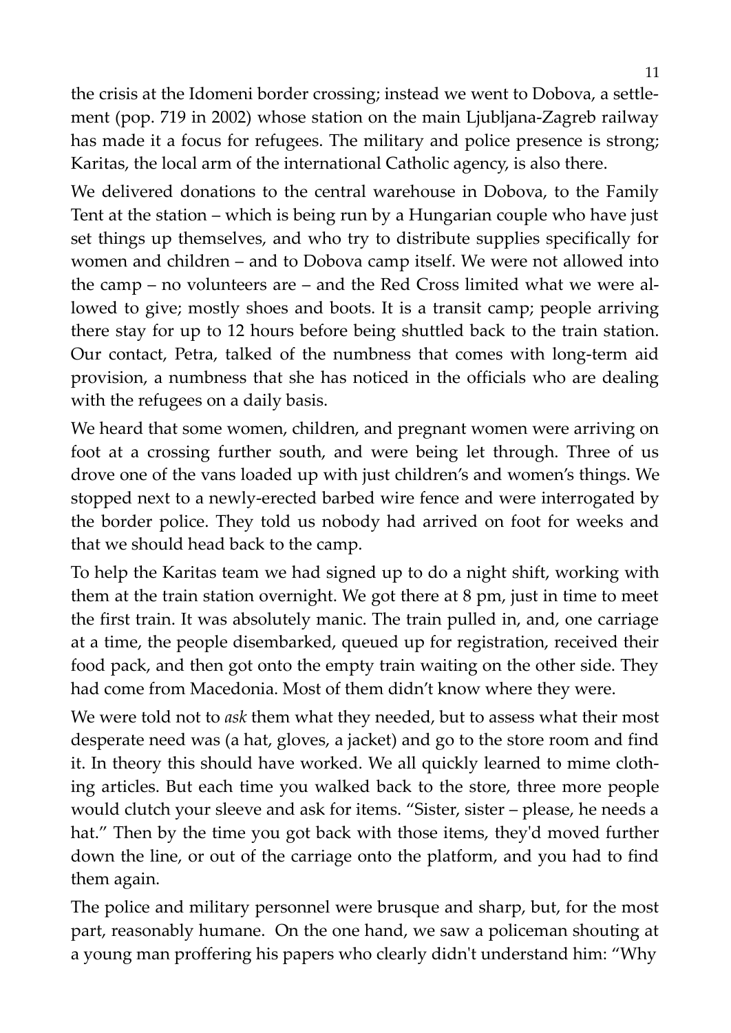the crisis at the Idomeni border crossing; instead we went to Dobova, a settlement (pop. 719 in 2002) whose station on the main Ljubljana-Zagreb railway has made it a focus for refugees. The military and police presence is strong; Karitas, the local arm of the international Catholic agency, is also there.

We delivered donations to the central warehouse in Dobova, to the Family Tent at the station – which is being run by a Hungarian couple who have just set things up themselves, and who try to distribute supplies specifically for women and children – and to Dobova camp itself. We were not allowed into the camp – no volunteers are – and the Red Cross limited what we were allowed to give; mostly shoes and boots. It is a transit camp; people arriving there stay for up to 12 hours before being shuttled back to the train station. Our contact, Petra, talked of the numbness that comes with long-term aid provision, a numbness that she has noticed in the officials who are dealing with the refugees on a daily basis.

We heard that some women, children, and pregnant women were arriving on foot at a crossing further south, and were being let through. Three of us drove one of the vans loaded up with just children's and women's things. We stopped next to a newly-erected barbed wire fence and were interrogated by the border police. They told us nobody had arrived on foot for weeks and that we should head back to the camp.

To help the Karitas team we had signed up to do a night shift, working with them at the train station overnight. We got there at 8 pm, just in time to meet the first train. It was absolutely manic. The train pulled in, and, one carriage at a time, the people disembarked, queued up for registration, received their food pack, and then got onto the empty train waiting on the other side. They had come from Macedonia. Most of them didn't know where they were.

We were told not to *ask* them what they needed, but to assess what their most desperate need was (a hat, gloves, a jacket) and go to the store room and find it. In theory this should have worked. We all quickly learned to mime clothing articles. But each time you walked back to the store, three more people would clutch your sleeve and ask for items. "Sister, sister – please, he needs a hat." Then by the time you got back with those items, they'd moved further down the line, or out of the carriage onto the platform, and you had to find them again.

The police and military personnel were brusque and sharp, but, for the most part, reasonably humane. On the one hand, we saw a policeman shouting at a young man proffering his papers who clearly didn't understand him: "Why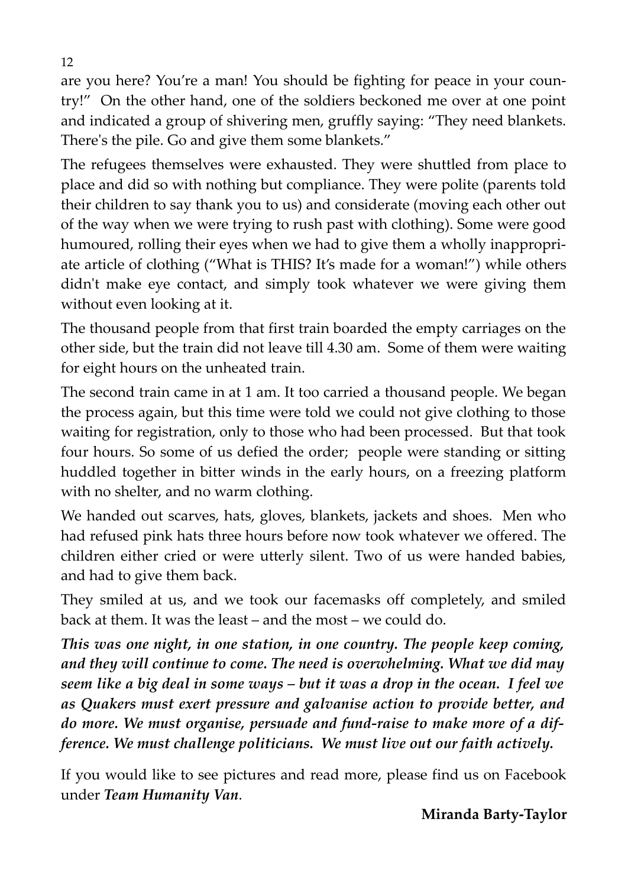are you here? You're a man! You should be fighting for peace in your country!" On the other hand, one of the soldiers beckoned me over at one point and indicated a group of shivering men, gruffly saying: "They need blankets. There's the pile. Go and give them some blankets."

The refugees themselves were exhausted. They were shuttled from place to place and did so with nothing but compliance. They were polite (parents told their children to say thank you to us) and considerate (moving each other out of the way when we were trying to rush past with clothing). Some were good humoured, rolling their eyes when we had to give them a wholly inappropriate article of clothing ("What is THIS? It's made for a woman!") while others didn't make eye contact, and simply took whatever we were giving them without even looking at it.

The thousand people from that first train boarded the empty carriages on the other side, but the train did not leave till 4.30 am. Some of them were waiting for eight hours on the unheated train.

The second train came in at 1 am. It too carried a thousand people. We began the process again, but this time were told we could not give clothing to those waiting for registration, only to those who had been processed. But that took four hours. So some of us defied the order; people were standing or sitting huddled together in bitter winds in the early hours, on a freezing platform with no shelter, and no warm clothing.

We handed out scarves, hats, gloves, blankets, jackets and shoes. Men who had refused pink hats three hours before now took whatever we offered. The children either cried or were utterly silent. Two of us were handed babies, and had to give them back.

They smiled at us, and we took our facemasks off completely, and smiled back at them. It was the least – and the most – we could do.

***This was one night, in one station, in one country. The people keep coming, and they will continue to come. The need is overwhelming. What we did may seem like a big deal in some ways – but it was a drop in the ocean. I feel we as Quakers must exert pressure and galvanise action to provide better, and do more. We must organise, persuade and fund-raise to make more of a difference. We must challenge politicians. We must live out our faith actively.***

If you would like to see pictures and read more, please find us on Facebook under ***Team Humanity Van***.

**Miranda Barty-Taylor**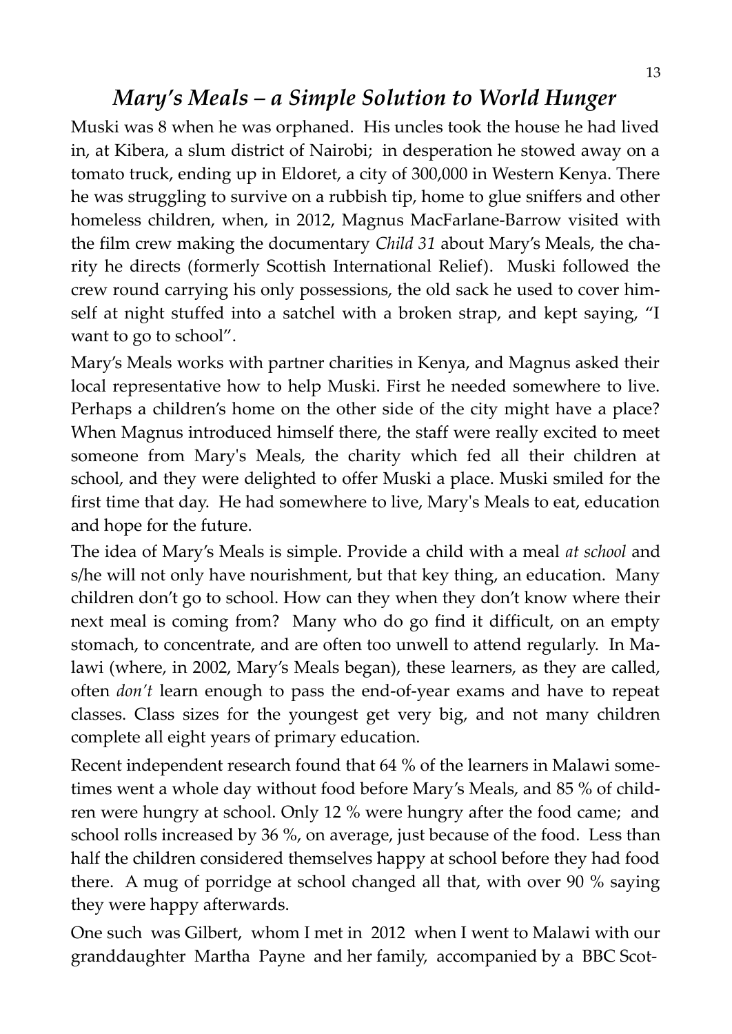## *Mary's Meals – a Simple Solution to World Hunger*

Muski was 8 when he was orphaned. His uncles took the house he had lived in, at Kibera, a slum district of Nairobi; in desperation he stowed away on a tomato truck, ending up in Eldoret, a city of 300,000 in Western Kenya. There he was struggling to survive on a rubbish tip, home to glue sniffers and other homeless children, when, in 2012, Magnus MacFarlane-Barrow visited with the film crew making the documentary *Child 31* about Mary's Meals, the charity he directs (formerly Scottish International Relief). Muski followed the crew round carrying his only possessions, the old sack he used to cover himself at night stuffed into a satchel with a broken strap, and kept saying, "I want to go to school".

Mary's Meals works with partner charities in Kenya, and Magnus asked their local representative how to help Muski. First he needed somewhere to live. Perhaps a children's home on the other side of the city might have a place? When Magnus introduced himself there, the staff were really excited to meet someone from Mary's Meals, the charity which fed all their children at school, and they were delighted to offer Muski a place. Muski smiled for the first time that day. He had somewhere to live, Mary's Meals to eat, education and hope for the future.

The idea of Mary's Meals is simple. Provide a child with a meal *at school* and s/he will not only have nourishment, but that key thing, an education. Many children don't go to school. How can they when they don't know where their next meal is coming from? Many who do go find it difficult, on an empty stomach, to concentrate, and are often too unwell to attend regularly. In Malawi (where, in 2002, Mary's Meals began), these learners, as they are called, often *don't* learn enough to pass the end-of-year exams and have to repeat classes. Class sizes for the youngest get very big, and not many children complete all eight years of primary education.

Recent independent research found that 64 % of the learners in Malawi sometimes went a whole day without food before Mary's Meals, and 85 % of children were hungry at school. Only 12 % were hungry after the food came; and school rolls increased by 36 %, on average, just because of the food. Less than half the children considered themselves happy at school before they had food there. A mug of porridge at school changed all that, with over 90 % saying they were happy afterwards.

One such was Gilbert, whom I met in 2012 when I went to Malawi with our granddaughter Martha Payne and her family, accompanied by a BBC Scot-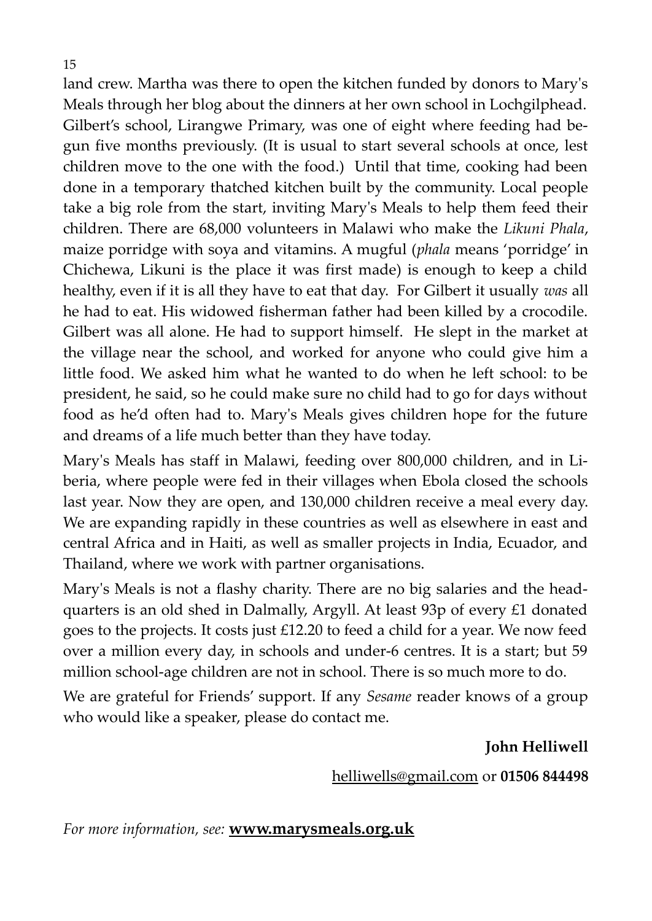land crew. Martha was there to open the kitchen funded by donors to Mary's Meals through her blog about the dinners at her own school in Lochgilphead. Gilbert's school, Lirangwe Primary, was one of eight where feeding had begun five months previously. (It is usual to start several schools at once, lest children move to the one with the food.) Until that time, cooking had been done in a temporary thatched kitchen built by the community. Local people take a big role from the start, inviting Mary's Meals to help them feed their children. There are 68,000 volunteers in Malawi who make the *Likuni Phala*, maize porridge with soya and vitamins. A mugful (*phala* means 'porridge' in Chichewa, Likuni is the place it was first made) is enough to keep a child healthy, even if it is all they have to eat that day. For Gilbert it usually *was* all he had to eat. His widowed fisherman father had been killed by a crocodile. Gilbert was all alone. He had to support himself. He slept in the market at the village near the school, and worked for anyone who could give him a little food. We asked him what he wanted to do when he left school: to be president, he said, so he could make sure no child had to go for days without food as he'd often had to. Mary's Meals gives children hope for the future and dreams of a life much better than they have today.

Mary's Meals has staff in Malawi, feeding over 800,000 children, and in Liberia, where people were fed in their villages when Ebola closed the schools last year. Now they are open, and 130,000 children receive a meal every day. We are expanding rapidly in these countries as well as elsewhere in east and central Africa and in Haiti, as well as smaller projects in India, Ecuador, and Thailand, where we work with partner organisations.

Mary's Meals is not a flashy charity. There are no big salaries and the headquarters is an old shed in Dalmally, Argyll. At least 93p of every £1 donated goes to the projects. It costs just £12.20 to feed a child for a year. We now feed over a million every day, in schools and under-6 centres. It is a start; but 59 million school-age children are not in school. There is so much more to do.

We are grateful for Friends' support. If any *Sesame* reader knows of a group who would like a speaker, please do contact me.

**John Helliwell**

helliwells@gmail.com or **01506 844498**

*For more information, see:* **www.marysmeals.org.uk**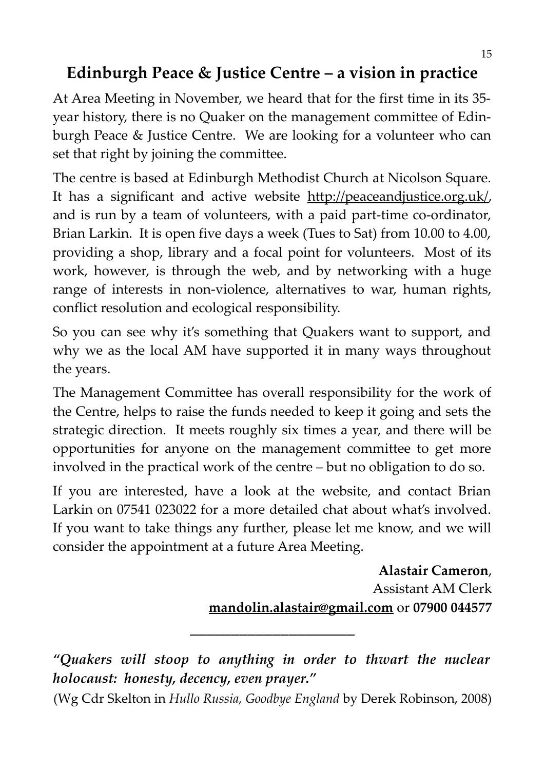## Edinburgh Peace & Justice Centre – a vision in practice

At Area Meeting in November, we heard that for the first time in its 35-year history, there is no Quaker on the management committee of Edinburgh Peace & Justice Centre. We are looking for a volunteer who can set that right by joining the committee.

The centre is based at Edinburgh Methodist Church at Nicolson Square. It has a significant and active website http://peaceandjustice.org.uk/, and is run by a team of volunteers, with a paid part-time co-ordinator, Brian Larkin. It is open five days a week (Tues to Sat) from 10.00 to 4.00, providing a shop, library and a focal point for volunteers. Most of its work, however, is through the web, and by networking with a huge range of interests in non-violence, alternatives to war, human rights, conflict resolution and ecological responsibility.

So you can see why it's something that Quakers want to support, and why we as the local AM have supported it in many ways throughout the years.

The Management Committee has overall responsibility for the work of the Centre, helps to raise the funds needed to keep it going and sets the strategic direction. It meets roughly six times a year, and there will be opportunities for anyone on the management committee to get more involved in the practical work of the centre – but no obligation to do so.

If you are interested, have a look at the website, and contact Brian Larkin on 07541 023022 for a more detailed chat about what's involved. If you want to take things any further, please let me know, and we will consider the appointment at a future Area Meeting.

**Alastair Cameron**,
Assistant AM Clerk
**mandolin.alastair@gmail.com** or **07900 044577**

---

***"Quakers will stoop to anything in order to thwart the nuclear holocaust: honesty, decency, even prayer."***

(Wg Cdr Skelton in *Hullo Russia, Goodbye England* by Derek Robinson, 2008)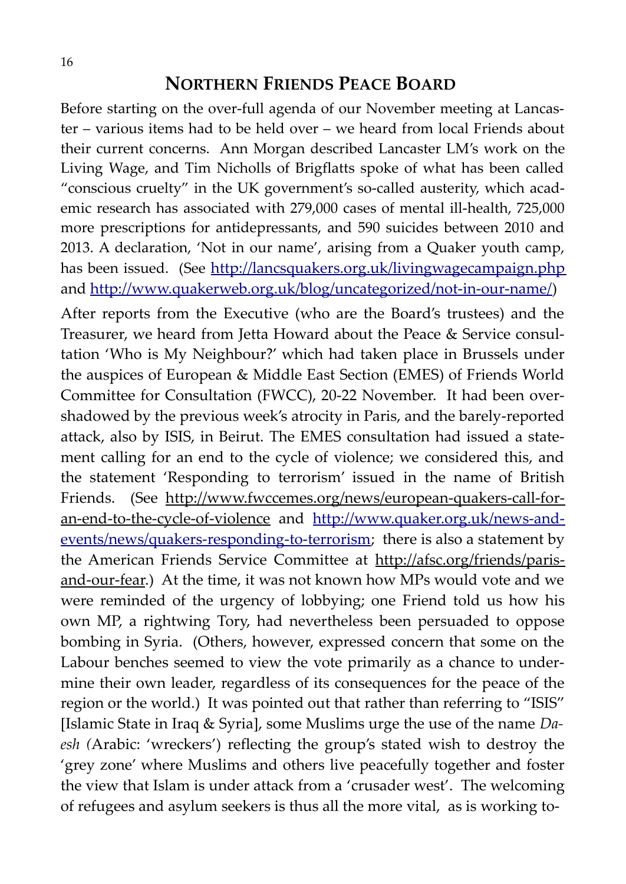## NORTHERN FRIENDS PEACE BOARD

Before starting on the over-full agenda of our November meeting at Lancaster – various items had to be held over – we heard from local Friends about their current concerns. Ann Morgan described Lancaster LM's work on the Living Wage, and Tim Nicholls of Brigflatts spoke of what has been called "conscious cruelty" in the UK government's so-called austerity, which academic research has associated with 279,000 cases of mental ill-health, 725,000 more prescriptions for antidepressants, and 590 suicides between 2010 and 2013. A declaration, 'Not in our name', arising from a Quaker youth camp, has been issued. (See http://lancsquakers.org.uk/livingwagecampaign.php and http://www.quakerweb.org.uk/blog/uncategorized/not-in-our-name/)

After reports from the Executive (who are the Board's trustees) and the Treasurer, we heard from Jetta Howard about the Peace & Service consultation 'Who is My Neighbour?' which had taken place in Brussels under the auspices of European & Middle East Section (EMES) of Friends World Committee for Consultation (FWCC), 20-22 November. It had been overshadowed by the previous week's atrocity in Paris, and the barely-reported attack, also by ISIS, in Beirut. The EMES consultation had issued a statement calling for an end to the cycle of violence; we considered this, and the statement 'Responding to terrorism' issued in the name of British Friends. (See http://www.fwccemes.org/news/european-quakers-call-for-an-end-to-the-cycle-of-violence and http://www.quaker.org.uk/news-and-events/news/quakers-responding-to-terrorism; there is also a statement by the American Friends Service Committee at http://afsc.org/friends/paris-and-our-fear.) At the time, it was not known how MPs would vote and we were reminded of the urgency of lobbying; one Friend told us how his own MP, a rightwing Tory, had nevertheless been persuaded to oppose bombing in Syria. (Others, however, expressed concern that some on the Labour benches seemed to view the vote primarily as a chance to undermine their own leader, regardless of its consequences for the peace of the region or the world.) It was pointed out that rather than referring to "ISIS" [Islamic State in Iraq & Syria], some Muslims urge the use of the name *Daesh* (Arabic: 'wreckers') reflecting the group's stated wish to destroy the 'grey zone' where Muslims and others live peacefully together and foster the view that Islam is under attack from a 'crusader west'. The welcoming of refugees and asylum seekers is thus all the more vital, as is working to-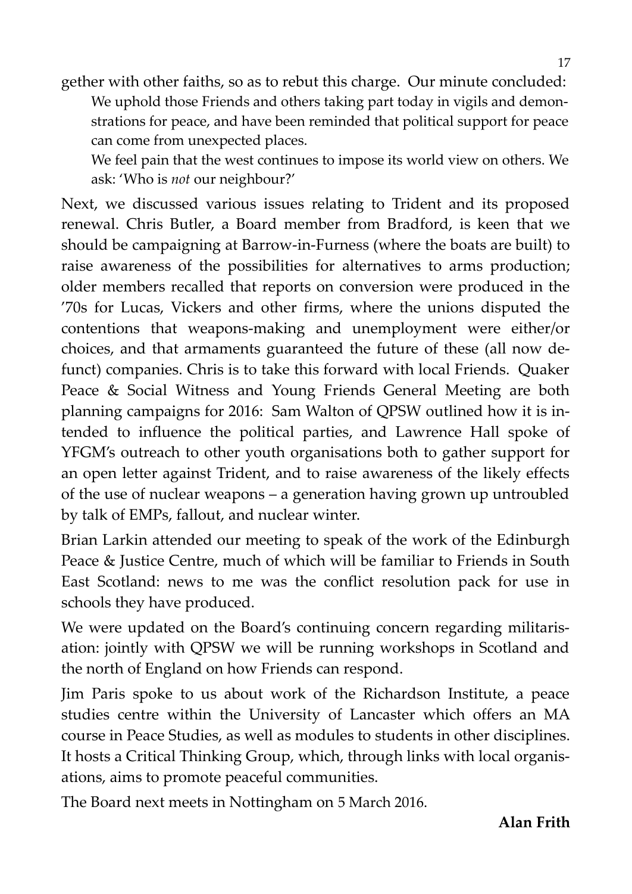gether with other faiths, so as to rebut this charge. Our minute concluded:

> We uphold those Friends and others taking part today in vigils and demonstrations for peace, and have been reminded that political support for peace can come from unexpected places.
>
> We feel pain that the west continues to impose its world view on others. We ask: 'Who is *not* our neighbour?'

Next, we discussed various issues relating to Trident and its proposed renewal. Chris Butler, a Board member from Bradford, is keen that we should be campaigning at Barrow-in-Furness (where the boats are built) to raise awareness of the possibilities for alternatives to arms production; older members recalled that reports on conversion were produced in the '70s for Lucas, Vickers and other firms, where the unions disputed the contentions that weapons-making and unemployment were either/or choices, and that armaments guaranteed the future of these (all now defunct) companies. Chris is to take this forward with local Friends. Quaker Peace & Social Witness and Young Friends General Meeting are both planning campaigns for 2016: Sam Walton of QPSW outlined how it is intended to influence the political parties, and Lawrence Hall spoke of YFGM's outreach to other youth organisations both to gather support for an open letter against Trident, and to raise awareness of the likely effects of the use of nuclear weapons – a generation having grown up untroubled by talk of EMPs, fallout, and nuclear winter.

Brian Larkin attended our meeting to speak of the work of the Edinburgh Peace & Justice Centre, much of which will be familiar to Friends in South East Scotland: news to me was the conflict resolution pack for use in schools they have produced.

We were updated on the Board's continuing concern regarding militarisation: jointly with QPSW we will be running workshops in Scotland and the north of England on how Friends can respond.

Jim Paris spoke to us about work of the Richardson Institute, a peace studies centre within the University of Lancaster which offers an MA course in Peace Studies, as well as modules to students in other disciplines. It hosts a Critical Thinking Group, which, through links with local organisations, aims to promote peaceful communities.

The Board next meets in Nottingham on 5 March 2016.

**Alan Frith**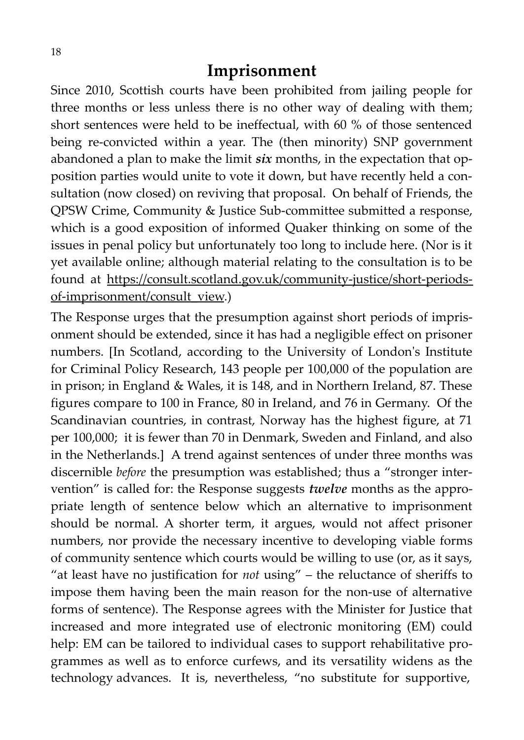# Imprisonment

Since 2010, Scottish courts have been prohibited from jailing people for three months or less unless there is no other way of dealing with them; short sentences were held to be ineffectual, with 60 % of those sentenced being re-convicted within a year. The (then minority) SNP government abandoned a plan to make the limit ***six*** months, in the expectation that opposition parties would unite to vote it down, but have recently held a consultation (now closed) on reviving that proposal. On behalf of Friends, the QPSW Crime, Community & Justice Sub-committee submitted a response, which is a good exposition of informed Quaker thinking on some of the issues in penal policy but unfortunately too long to include here. (Nor is it yet available online; although material relating to the consultation is to be found at https://consult.scotland.gov.uk/community-justice/short-periods-of-imprisonment/consult_view.)

The Response urges that the presumption against short periods of imprisonment should be extended, since it has had a negligible effect on prisoner numbers. [In Scotland, according to the University of London's Institute for Criminal Policy Research, 143 people per 100,000 of the population are in prison; in England & Wales, it is 148, and in Northern Ireland, 87. These figures compare to 100 in France, 80 in Ireland, and 76 in Germany. Of the Scandinavian countries, in contrast, Norway has the highest figure, at 71 per 100,000; it is fewer than 70 in Denmark, Sweden and Finland, and also in the Netherlands.] A trend against sentences of under three months was discernible *before* the presumption was established; thus a "stronger intervention" is called for: the Response suggests ***twelve*** months as the appropriate length of sentence below which an alternative to imprisonment should be normal. A shorter term, it argues, would not affect prisoner numbers, nor provide the necessary incentive to developing viable forms of community sentence which courts would be willing to use (or, as it says, "at least have no justification for *not* using" – the reluctance of sheriffs to impose them having been the main reason for the non-use of alternative forms of sentence). The Response agrees with the Minister for Justice that increased and more integrated use of electronic monitoring (EM) could help: EM can be tailored to individual cases to support rehabilitative programmes as well as to enforce curfews, and its versatility widens as the technology advances. It is, nevertheless, "no substitute for supportive,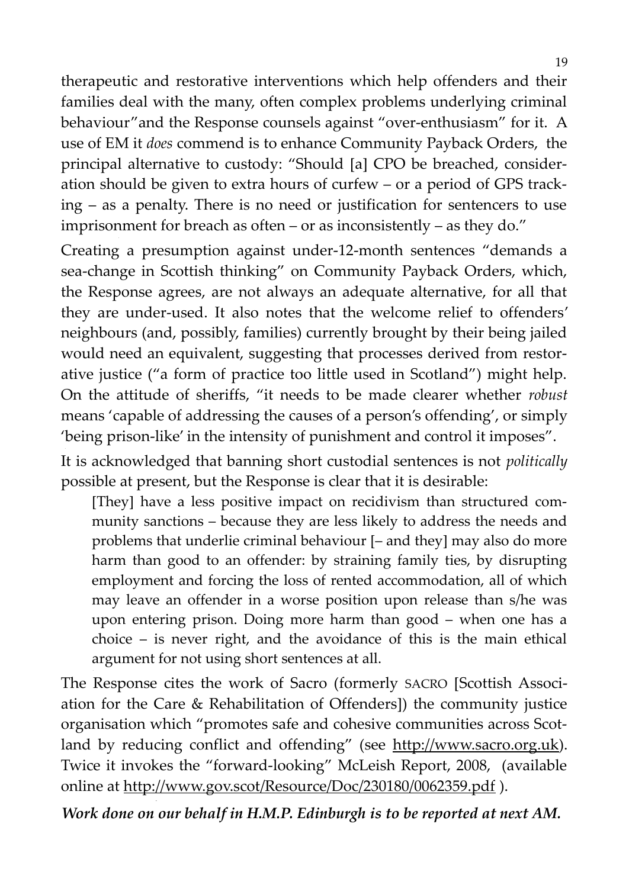therapeutic and restorative interventions which help offenders and their families deal with the many, often complex problems underlying criminal behaviour"and the Response counsels against "over-enthusiasm" for it. A use of EM it *does* commend is to enhance Community Payback Orders, the principal alternative to custody: "Should [a] CPO be breached, consideration should be given to extra hours of curfew – or a period of GPS tracking – as a penalty. There is no need or justification for sentencers to use imprisonment for breach as often – or as inconsistently – as they do."

Creating a presumption against under-12-month sentences "demands a sea-change in Scottish thinking" on Community Payback Orders, which, the Response agrees, are not always an adequate alternative, for all that they are under-used. It also notes that the welcome relief to offenders' neighbours (and, possibly, families) currently brought by their being jailed would need an equivalent, suggesting that processes derived from restorative justice ("a form of practice too little used in Scotland") might help. On the attitude of sheriffs, "it needs to be made clearer whether *robust* means 'capable of addressing the causes of a person's offending', or simply 'being prison-like' in the intensity of punishment and control it imposes".

It is acknowledged that banning short custodial sentences is not *politically* possible at present, but the Response is clear that it is desirable:

> [They] have a less positive impact on recidivism than structured community sanctions – because they are less likely to address the needs and problems that underlie criminal behaviour [– and they] may also do more harm than good to an offender: by straining family ties, by disrupting employment and forcing the loss of rented accommodation, all of which may leave an offender in a worse position upon release than s/he was upon entering prison. Doing more harm than good – when one has a choice – is never right, and the avoidance of this is the main ethical argument for not using short sentences at all.

The Response cites the work of Sacro (formerly SACRO [Scottish Association for the Care & Rehabilitation of Offenders]) the community justice organisation which "promotes safe and cohesive communities across Scotland by reducing conflict and offending" (see http://www.sacro.org.uk). Twice it invokes the "forward-looking" McLeish Report, 2008, (available online at http://www.gov.scot/Resource/Doc/230180/0062359.pdf ).

***Work done on our behalf in H.M.P. Edinburgh is to be reported at next AM.***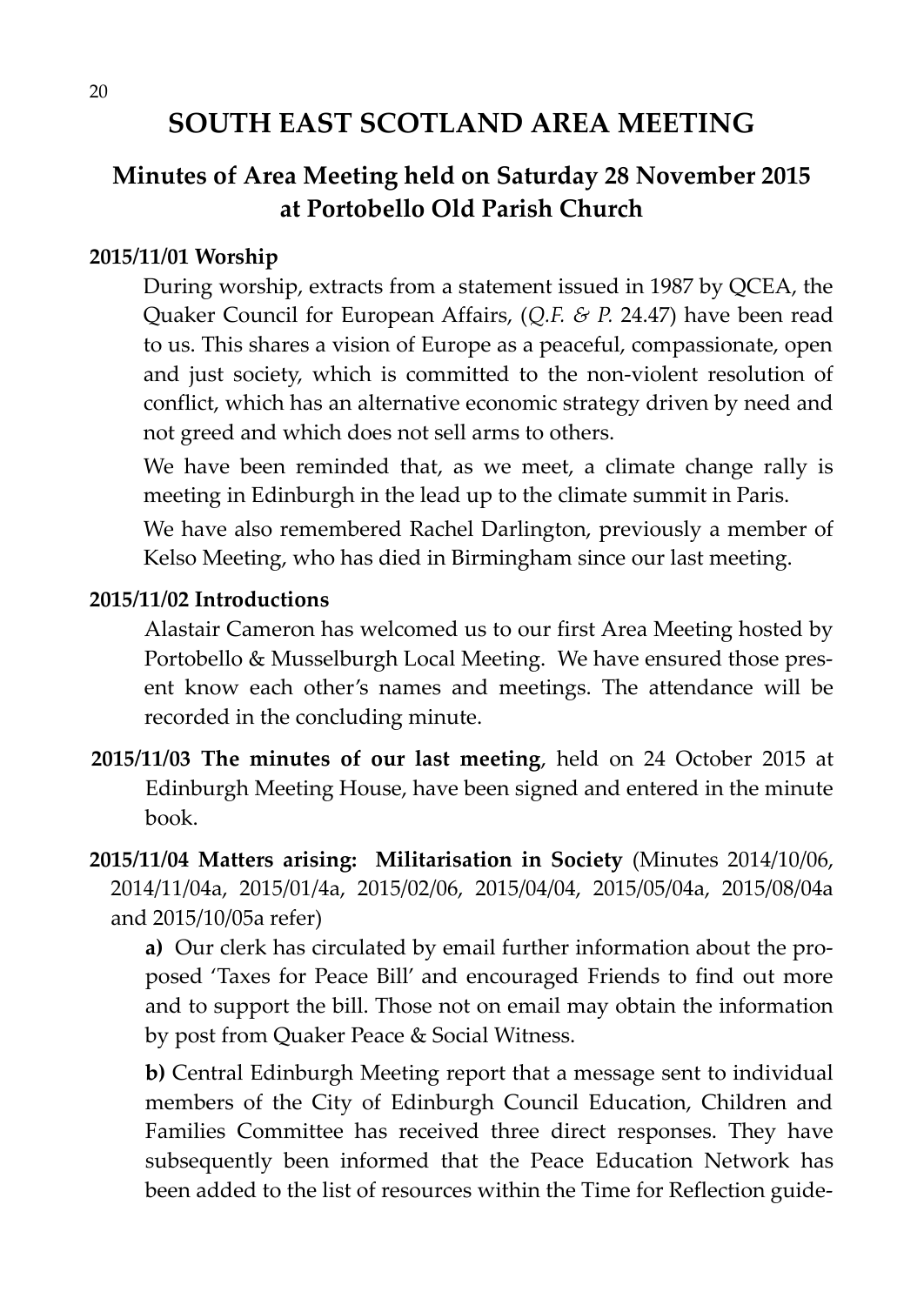# SOUTH EAST SCOTLAND AREA MEETING

## Minutes of Area Meeting held on Saturday 28 November 2015 at Portobello Old Parish Church

**2015/11/01 Worship**

During worship, extracts from a statement issued in 1987 by QCEA, the Quaker Council for European Affairs, (*Q.F. & P.* 24.47) have been read to us. This shares a vision of Europe as a peaceful, compassionate, open and just society, which is committed to the non-violent resolution of conflict, which has an alternative economic strategy driven by need and not greed and which does not sell arms to others.

We have been reminded that, as we meet, a climate change rally is meeting in Edinburgh in the lead up to the climate summit in Paris.

We have also remembered Rachel Darlington, previously a member of Kelso Meeting, who has died in Birmingham since our last meeting.

**2015/11/02 Introductions**

Alastair Cameron has welcomed us to our first Area Meeting hosted by Portobello & Musselburgh Local Meeting. We have ensured those present know each other's names and meetings. The attendance will be recorded in the concluding minute.

**2015/11/03 The minutes of our last meeting**, held on 24 October 2015 at Edinburgh Meeting House, have been signed and entered in the minute book.

**2015/11/04 Matters arising: Militarisation in Society** (Minutes 2014/10/06, 2014/11/04a, 2015/01/4a, 2015/02/06, 2015/04/04, 2015/05/04a, 2015/08/04a and 2015/10/05a refer)

**a)** Our clerk has circulated by email further information about the proposed 'Taxes for Peace Bill' and encouraged Friends to find out more and to support the bill. Those not on email may obtain the information by post from Quaker Peace & Social Witness.

**b)** Central Edinburgh Meeting report that a message sent to individual members of the City of Edinburgh Council Education, Children and Families Committee has received three direct responses. They have subsequently been informed that the Peace Education Network has been added to the list of resources within the Time for Reflection guide-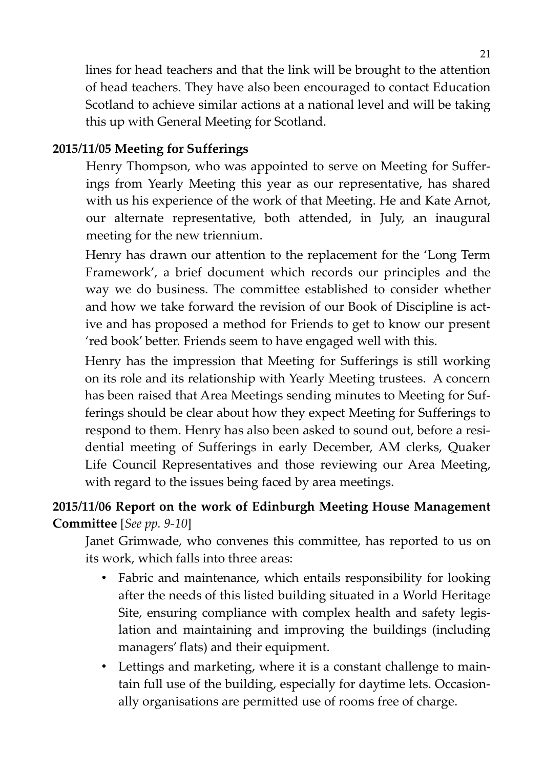lines for head teachers and that the link will be brought to the attention of head teachers. They have also been encouraged to contact Education Scotland to achieve similar actions at a national level and will be taking this up with General Meeting for Scotland.

**2015/11/05 Meeting for Sufferings**

Henry Thompson, who was appointed to serve on Meeting for Sufferings from Yearly Meeting this year as our representative, has shared with us his experience of the work of that Meeting. He and Kate Arnot, our alternate representative, both attended, in July, an inaugural meeting for the new triennium.

Henry has drawn our attention to the replacement for the 'Long Term Framework', a brief document which records our principles and the way we do business. The committee established to consider whether and how we take forward the revision of our Book of Discipline is active and has proposed a method for Friends to get to know our present 'red book' better. Friends seem to have engaged well with this.

Henry has the impression that Meeting for Sufferings is still working on its role and its relationship with Yearly Meeting trustees. A concern has been raised that Area Meetings sending minutes to Meeting for Sufferings should be clear about how they expect Meeting for Sufferings to respond to them. Henry has also been asked to sound out, before a residential meeting of Sufferings in early December, AM clerks, Quaker Life Council Representatives and those reviewing our Area Meeting, with regard to the issues being faced by area meetings.

**2015/11/06 Report on the work of Edinburgh Meeting House Management Committee** [*See pp. 9-10*]

Janet Grimwade, who convenes this committee, has reported to us on its work, which falls into three areas:

- Fabric and maintenance, which entails responsibility for looking after the needs of this listed building situated in a World Heritage Site, ensuring compliance with complex health and safety legislation and maintaining and improving the buildings (including managers' flats) and their equipment.
- Lettings and marketing, where it is a constant challenge to maintain full use of the building, especially for daytime lets. Occasionally organisations are permitted use of rooms free of charge.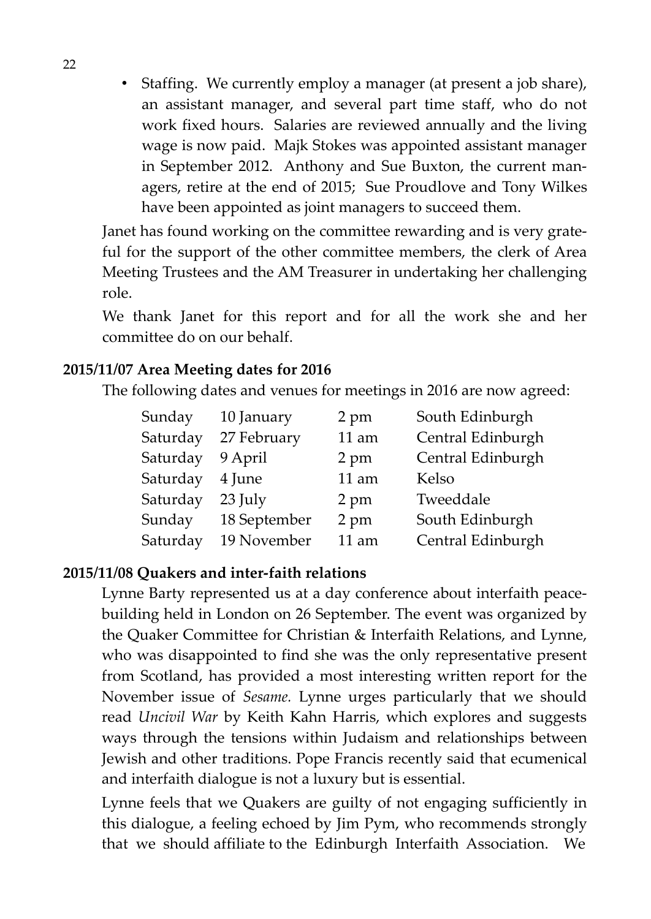- Staffing. We currently employ a manager (at present a job share), an assistant manager, and several part time staff, who do not work fixed hours. Salaries are reviewed annually and the living wage is now paid. Majk Stokes was appointed assistant manager in September 2012. Anthony and Sue Buxton, the current managers, retire at the end of 2015; Sue Proudlove and Tony Wilkes have been appointed as joint managers to succeed them.

Janet has found working on the committee rewarding and is very grateful for the support of the other committee members, the clerk of Area Meeting Trustees and the AM Treasurer in undertaking her challenging role.

We thank Janet for this report and for all the work she and her committee do on our behalf.

**2015/11/07 Area Meeting dates for 2016**

The following dates and venues for meetings in 2016 are now agreed:

| | | | |
|---|---|---|---|
| Sunday | 10 January | 2 pm | South Edinburgh |
| Saturday | 27 February | 11 am | Central Edinburgh |
| Saturday | 9 April | 2 pm | Central Edinburgh |
| Saturday | 4 June | 11 am | Kelso |
| Saturday | 23 July | 2 pm | Tweeddale |
| Sunday | 18 September | 2 pm | South Edinburgh |
| Saturday | 19 November | 11 am | Central Edinburgh |

**2015/11/08 Quakers and inter-faith relations**

Lynne Barty represented us at a day conference about interfaith peacebuilding held in London on 26 September. The event was organized by the Quaker Committee for Christian & Interfaith Relations, and Lynne, who was disappointed to find she was the only representative present from Scotland, has provided a most interesting written report for the November issue of *Sesame.* Lynne urges particularly that we should read *Uncivil War* by Keith Kahn Harris, which explores and suggests ways through the tensions within Judaism and relationships between Jewish and other traditions. Pope Francis recently said that ecumenical and interfaith dialogue is not a luxury but is essential.

Lynne feels that we Quakers are guilty of not engaging sufficiently in this dialogue, a feeling echoed by Jim Pym, who recommends strongly that we should affiliate to the Edinburgh Interfaith Association. We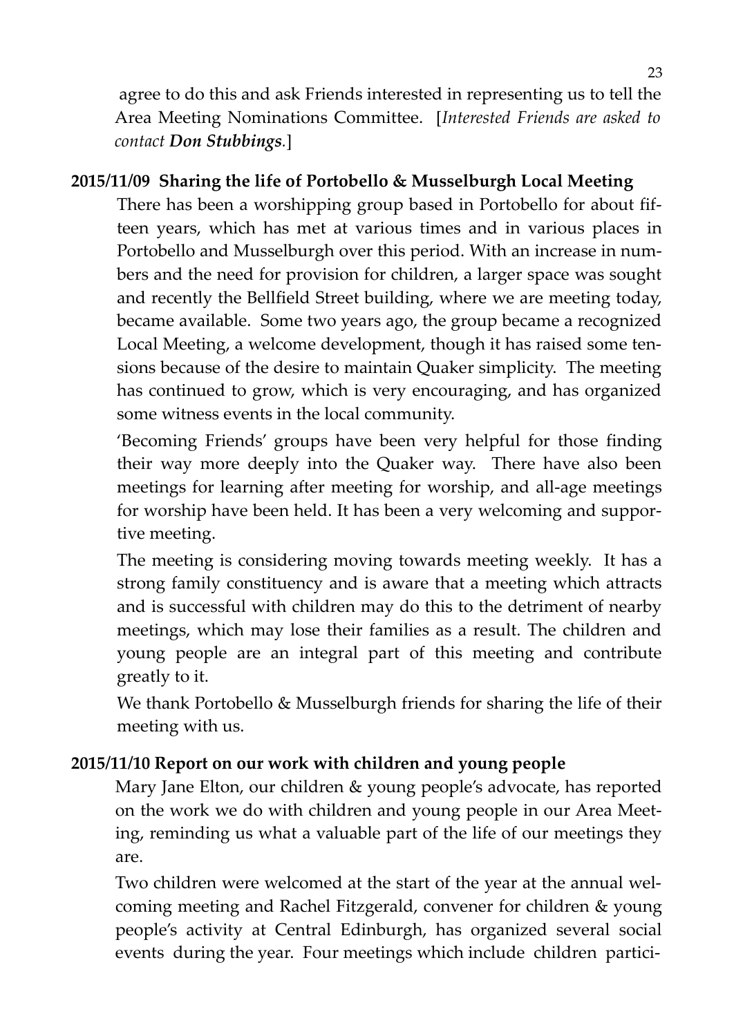agree to do this and ask Friends interested in representing us to tell the Area Meeting Nominations Committee. [*Interested Friends are asked to contact **Don Stubbings**.*]

**2015/11/09 Sharing the life of Portobello & Musselburgh Local Meeting**

There has been a worshipping group based in Portobello for about fifteen years, which has met at various times and in various places in Portobello and Musselburgh over this period. With an increase in numbers and the need for provision for children, a larger space was sought and recently the Bellfield Street building, where we are meeting today, became available. Some two years ago, the group became a recognized Local Meeting, a welcome development, though it has raised some tensions because of the desire to maintain Quaker simplicity. The meeting has continued to grow, which is very encouraging, and has organized some witness events in the local community.

'Becoming Friends' groups have been very helpful for those finding their way more deeply into the Quaker way. There have also been meetings for learning after meeting for worship, and all-age meetings for worship have been held. It has been a very welcoming and supportive meeting.

The meeting is considering moving towards meeting weekly. It has a strong family constituency and is aware that a meeting which attracts and is successful with children may do this to the detriment of nearby meetings, which may lose their families as a result. The children and young people are an integral part of this meeting and contribute greatly to it.

We thank Portobello & Musselburgh friends for sharing the life of their meeting with us.

**2015/11/10 Report on our work with children and young people**

Mary Jane Elton, our children & young people's advocate, has reported on the work we do with children and young people in our Area Meeting, reminding us what a valuable part of the life of our meetings they are.

Two children were welcomed at the start of the year at the annual welcoming meeting and Rachel Fitzgerald, convener for children & young people's activity at Central Edinburgh, has organized several social events during the year. Four meetings which include children partici-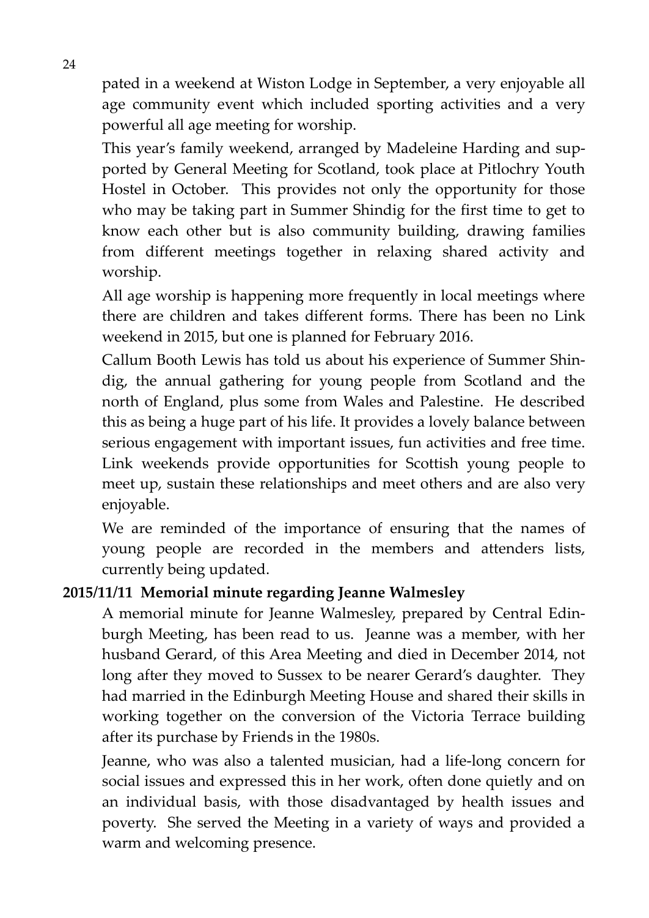pated in a weekend at Wiston Lodge in September, a very enjoyable all age community event which included sporting activities and a very powerful all age meeting for worship.

This year's family weekend, arranged by Madeleine Harding and supported by General Meeting for Scotland, took place at Pitlochry Youth Hostel in October. This provides not only the opportunity for those who may be taking part in Summer Shindig for the first time to get to know each other but is also community building, drawing families from different meetings together in relaxing shared activity and worship.

All age worship is happening more frequently in local meetings where there are children and takes different forms. There has been no Link weekend in 2015, but one is planned for February 2016.

Callum Booth Lewis has told us about his experience of Summer Shindig, the annual gathering for young people from Scotland and the north of England, plus some from Wales and Palestine. He described this as being a huge part of his life. It provides a lovely balance between serious engagement with important issues, fun activities and free time. Link weekends provide opportunities for Scottish young people to meet up, sustain these relationships and meet others and are also very enjoyable.

We are reminded of the importance of ensuring that the names of young people are recorded in the members and attenders lists, currently being updated.

**2015/11/11 Memorial minute regarding Jeanne Walmesley**

A memorial minute for Jeanne Walmesley, prepared by Central Edinburgh Meeting, has been read to us. Jeanne was a member, with her husband Gerard, of this Area Meeting and died in December 2014, not long after they moved to Sussex to be nearer Gerard's daughter. They had married in the Edinburgh Meeting House and shared their skills in working together on the conversion of the Victoria Terrace building after its purchase by Friends in the 1980s.

Jeanne, who was also a talented musician, had a life-long concern for social issues and expressed this in her work, often done quietly and on an individual basis, with those disadvantaged by health issues and poverty. She served the Meeting in a variety of ways and provided a warm and welcoming presence.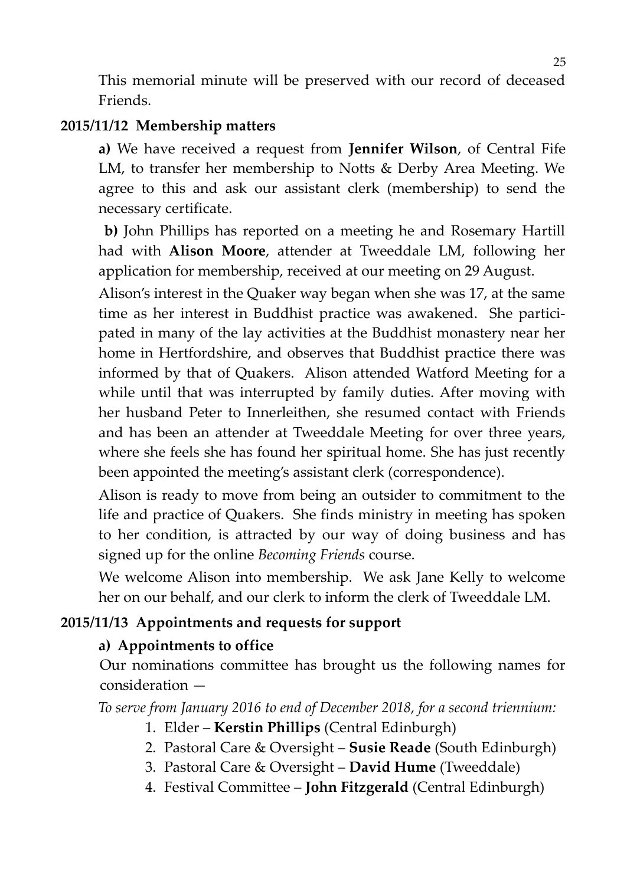This memorial minute will be preserved with our record of deceased Friends.

**2015/11/12 Membership matters**

**a)** We have received a request from **Jennifer Wilson**, of Central Fife LM, to transfer her membership to Notts & Derby Area Meeting. We agree to this and ask our assistant clerk (membership) to send the necessary certificate.

**b)** John Phillips has reported on a meeting he and Rosemary Hartill had with **Alison Moore**, attender at Tweeddale LM, following her application for membership, received at our meeting on 29 August.

Alison's interest in the Quaker way began when she was 17, at the same time as her interest in Buddhist practice was awakened. She participated in many of the lay activities at the Buddhist monastery near her home in Hertfordshire, and observes that Buddhist practice there was informed by that of Quakers. Alison attended Watford Meeting for a while until that was interrupted by family duties. After moving with her husband Peter to Innerleithen, she resumed contact with Friends and has been an attender at Tweeddale Meeting for over three years, where she feels she has found her spiritual home. She has just recently been appointed the meeting's assistant clerk (correspondence).

Alison is ready to move from being an outsider to commitment to the life and practice of Quakers. She finds ministry in meeting has spoken to her condition, is attracted by our way of doing business and has signed up for the online *Becoming Friends* course.

We welcome Alison into membership. We ask Jane Kelly to welcome her on our behalf, and our clerk to inform the clerk of Tweeddale LM.

**2015/11/13 Appointments and requests for support**

**a) Appointments to office**

Our nominations committee has brought us the following names for consideration —

*To serve from January 2016 to end of December 2018, for a second triennium:*

1. Elder – **Kerstin Phillips** (Central Edinburgh)
2. Pastoral Care & Oversight – **Susie Reade** (South Edinburgh)
3. Pastoral Care & Oversight – **David Hume** (Tweeddale)
4. Festival Committee – **John Fitzgerald** (Central Edinburgh)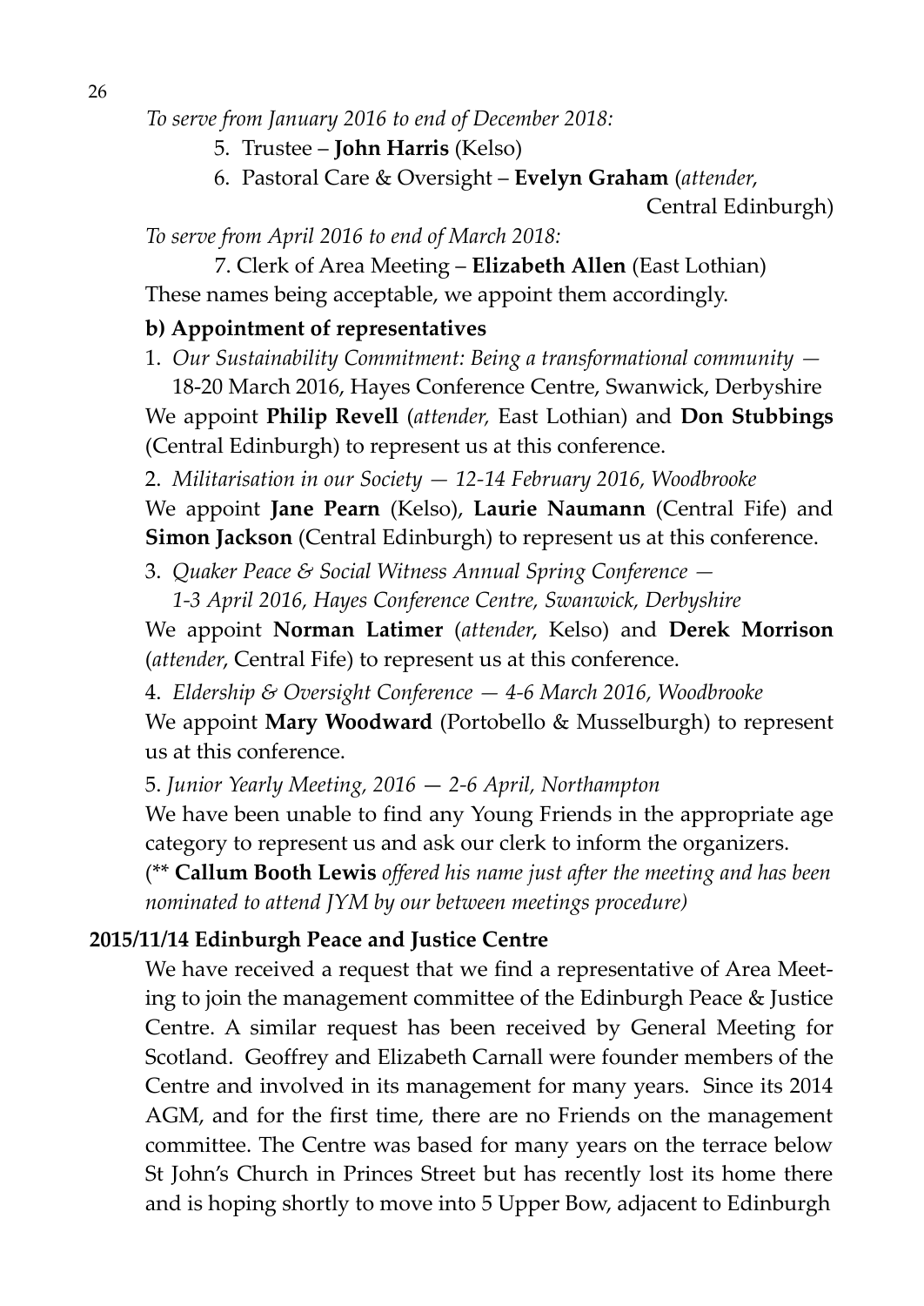*To serve from January 2016 to end of December 2018:*

5. Trustee – **John Harris** (Kelso)
6. Pastoral Care & Oversight – **Evelyn Graham** (*attender*, Central Edinburgh)

*To serve from April 2016 to end of March 2018:*

7. Clerk of Area Meeting – **Elizabeth Allen** (East Lothian)

These names being acceptable, we appoint them accordingly.

**b) Appointment of representatives**

1. *Our Sustainability Commitment: Being a transformational community —* 18-20 March 2016, Hayes Conference Centre, Swanwick, Derbyshire

We appoint **Philip Revell** (*attender,* East Lothian) and **Don Stubbings** (Central Edinburgh) to represent us at this conference.

2. *Militarisation in our Society — 12-14 February 2016, Woodbrooke*

We appoint **Jane Pearn** (Kelso), **Laurie Naumann** (Central Fife) and **Simon Jackson** (Central Edinburgh) to represent us at this conference.

3. *Quaker Peace & Social Witness Annual Spring Conference — 1-3 April 2016, Hayes Conference Centre, Swanwick, Derbyshire*

We appoint **Norman Latimer** (*attender,* Kelso) and **Derek Morrison** (*attender,* Central Fife) to represent us at this conference.

4. *Eldership & Oversight Conference — 4-6 March 2016, Woodbrooke*

We appoint **Mary Woodward** (Portobello & Musselburgh) to represent us at this conference.

5. *Junior Yearly Meeting, 2016 — 2-6 April, Northampton*

We have been unable to find any Young Friends in the appropriate age category to represent us and ask our clerk to inform the organizers.

(*\*\* **Callum Booth Lewis** offered his name just after the meeting and has been nominated to attend JYM by our between meetings procedure)*

**2015/11/14 Edinburgh Peace and Justice Centre**

We have received a request that we find a representative of Area Meeting to join the management committee of the Edinburgh Peace & Justice Centre. A similar request has been received by General Meeting for Scotland. Geoffrey and Elizabeth Carnall were founder members of the Centre and involved in its management for many years. Since its 2014 AGM, and for the first time, there are no Friends on the management committee. The Centre was based for many years on the terrace below St John's Church in Princes Street but has recently lost its home there and is hoping shortly to move into 5 Upper Bow, adjacent to Edinburgh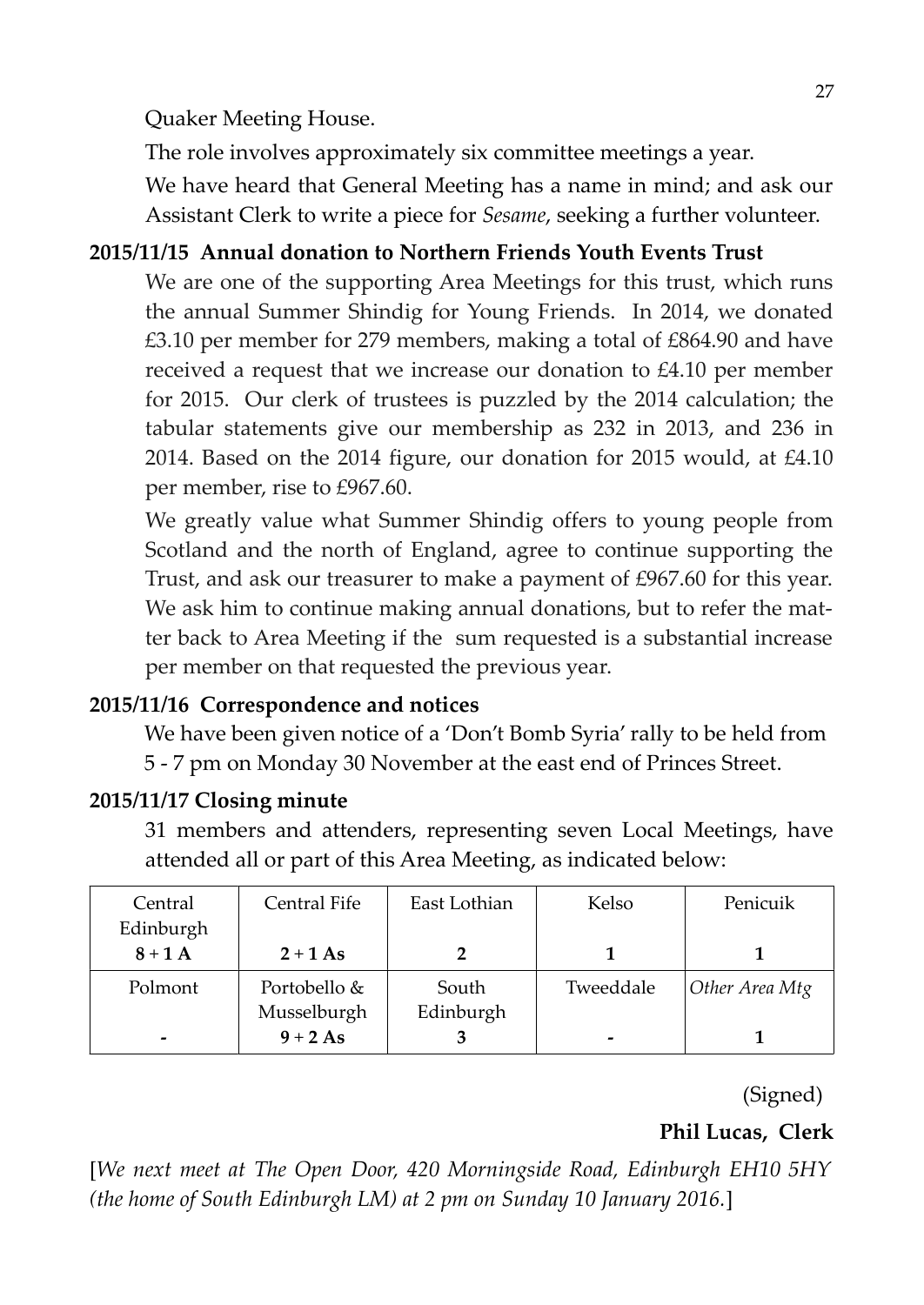Quaker Meeting House.

The role involves approximately six committee meetings a year.

We have heard that General Meeting has a name in mind; and ask our Assistant Clerk to write a piece for *Sesame*, seeking a further volunteer.

**2015/11/15 Annual donation to Northern Friends Youth Events Trust**

We are one of the supporting Area Meetings for this trust, which runs the annual Summer Shindig for Young Friends. In 2014, we donated £3.10 per member for 279 members, making a total of £864.90 and have received a request that we increase our donation to £4.10 per member for 2015. Our clerk of trustees is puzzled by the 2014 calculation; the tabular statements give our membership as 232 in 2013, and 236 in 2014. Based on the 2014 figure, our donation for 2015 would, at £4.10 per member, rise to £967.60.

We greatly value what Summer Shindig offers to young people from Scotland and the north of England, agree to continue supporting the Trust, and ask our treasurer to make a payment of £967.60 for this year. We ask him to continue making annual donations, but to refer the matter back to Area Meeting if the sum requested is a substantial increase per member on that requested the previous year.

**2015/11/16 Correspondence and notices**

We have been given notice of a 'Don't Bomb Syria' rally to be held from 5 - 7 pm on Monday 30 November at the east end of Princes Street.

**2015/11/17 Closing minute**

31 members and attenders, representing seven Local Meetings, have attended all or part of this Area Meeting, as indicated below:

| Central Edinburgh | Central Fife | East Lothian | Kelso | Penicuik |
|---|---|---|---|---|
| **8 + 1 A** | **2 + 1 As** | **2** | **1** | **1** |
| Polmont | Portobello & Musselburgh | South Edinburgh | Tweeddale | *Other Area Mtg* |
| **-** | **9 + 2 As** | **3** | **-** | **1** |

(Signed)

**Phil Lucas, Clerk**

[*We next meet at The Open Door, 420 Morningside Road, Edinburgh EH10 5HY (the home of South Edinburgh LM) at 2 pm on Sunday 10 January 2016.*]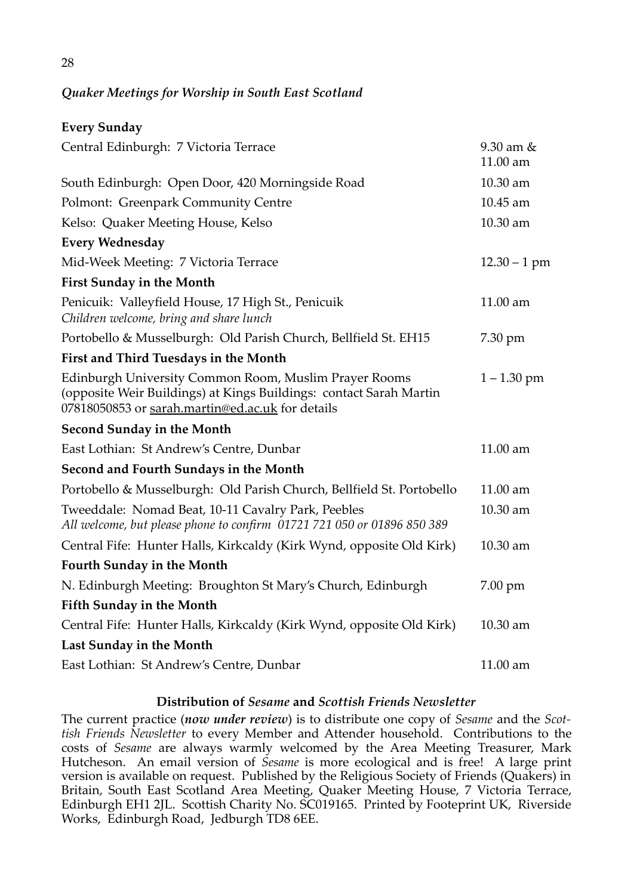## *Quaker Meetings for Worship in South East Scotland*

| | |
|---|---|
| **Every Sunday** | |
| Central Edinburgh: 7 Victoria Terrace | 9.30 am & 11.00 am |
| South Edinburgh: Open Door, 420 Morningside Road | 10.30 am |
| Polmont: Greenpark Community Centre | 10.45 am |
| Kelso: Quaker Meeting House, Kelso | 10.30 am |
| **Every Wednesday** | |
| Mid-Week Meeting: 7 Victoria Terrace | 12.30 – 1 pm |
| **First Sunday in the Month** | |
| Penicuik: Valleyfield House, 17 High St., Penicuik *Children welcome, bring and share lunch* | 11.00 am |
| Portobello & Musselburgh: Old Parish Church, Bellfield St. EH15 | 7.30 pm |
| **First and Third Tuesdays in the Month** | |
| Edinburgh University Common Room, Muslim Prayer Rooms (opposite Weir Buildings) at Kings Buildings: contact Sarah Martin 07818050853 or sarah.martin@ed.ac.uk for details | 1 – 1.30 pm |
| **Second Sunday in the Month** | |
| East Lothian: St Andrew's Centre, Dunbar | 11.00 am |
| **Second and Fourth Sundays in the Month** | |
| Portobello & Musselburgh: Old Parish Church, Bellfield St. Portobello | 11.00 am |
| Tweeddale: Nomad Beat, 10-11 Cavalry Park, Peebles *All welcome, but please phone to confirm 01721 721 050 or 01896 850 389* | 10.30 am |
| Central Fife: Hunter Halls, Kirkcaldy (Kirk Wynd, opposite Old Kirk) | 10.30 am |
| **Fourth Sunday in the Month** | |
| N. Edinburgh Meeting: Broughton St Mary's Church, Edinburgh | 7.00 pm |
| **Fifth Sunday in the Month** | |
| Central Fife: Hunter Halls, Kirkcaldy (Kirk Wynd, opposite Old Kirk) | 10.30 am |
| **Last Sunday in the Month** | |
| East Lothian: St Andrew's Centre, Dunbar | 11.00 am |

### Distribution of *Sesame* and *Scottish Friends Newsletter*

The current practice (***now under review***) is to distribute one copy of *Sesame* and the *Scottish Friends Newsletter* to every Member and Attender household. Contributions to the costs of *Sesame* are always warmly welcomed by the Area Meeting Treasurer, Mark Hutcheson. An email version of *Sesame* is more ecological and is free! A large print version is available on request. Published by the Religious Society of Friends (Quakers) in Britain, South East Scotland Area Meeting, Quaker Meeting House, 7 Victoria Terrace, Edinburgh EH1 2JL. Scottish Charity No. SC019165. Printed by Footeprint UK, Riverside Works, Edinburgh Road, Jedburgh TD8 6EE.